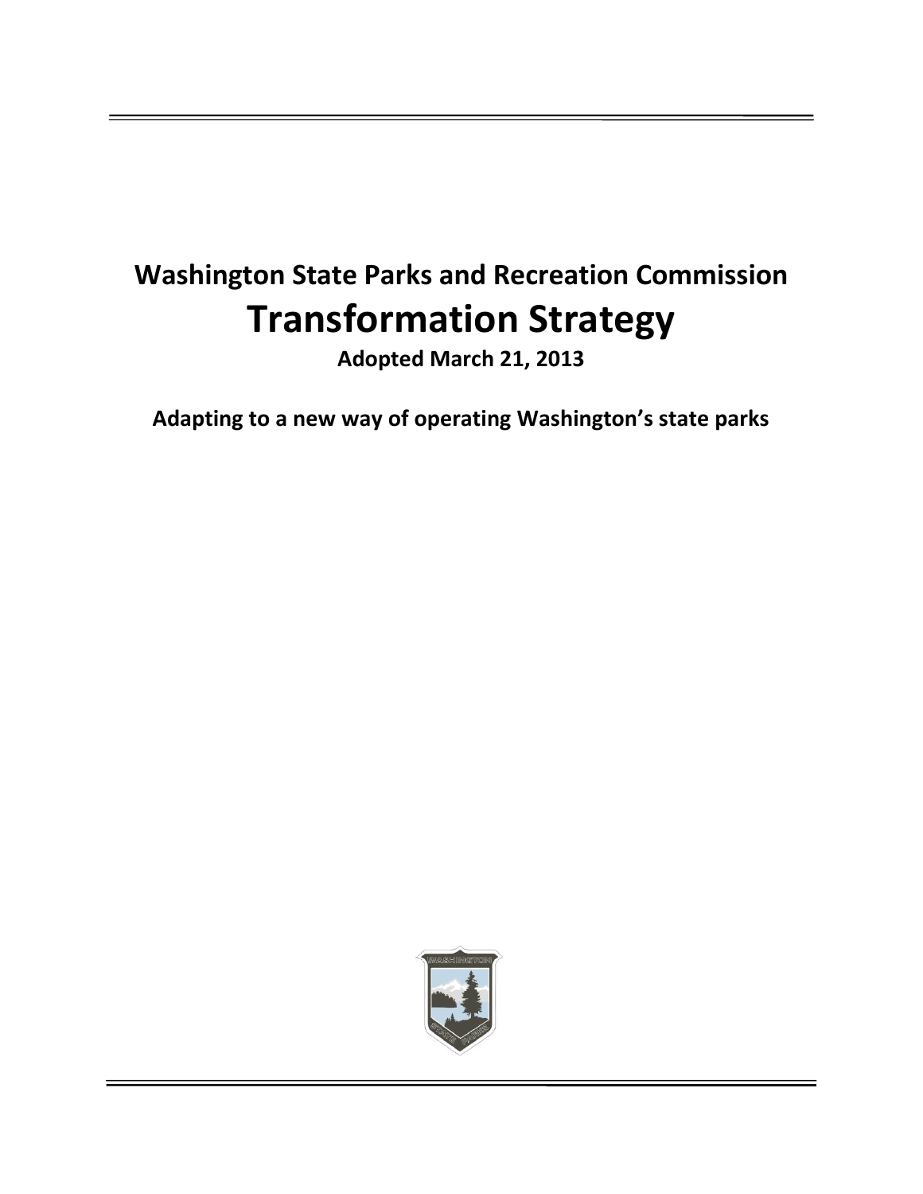## Washington State Parks and Recreation Commission

# Transformation Strategy

**Adopted March 21, 2013**

**Adapting to a new way of operating Washington's state parks**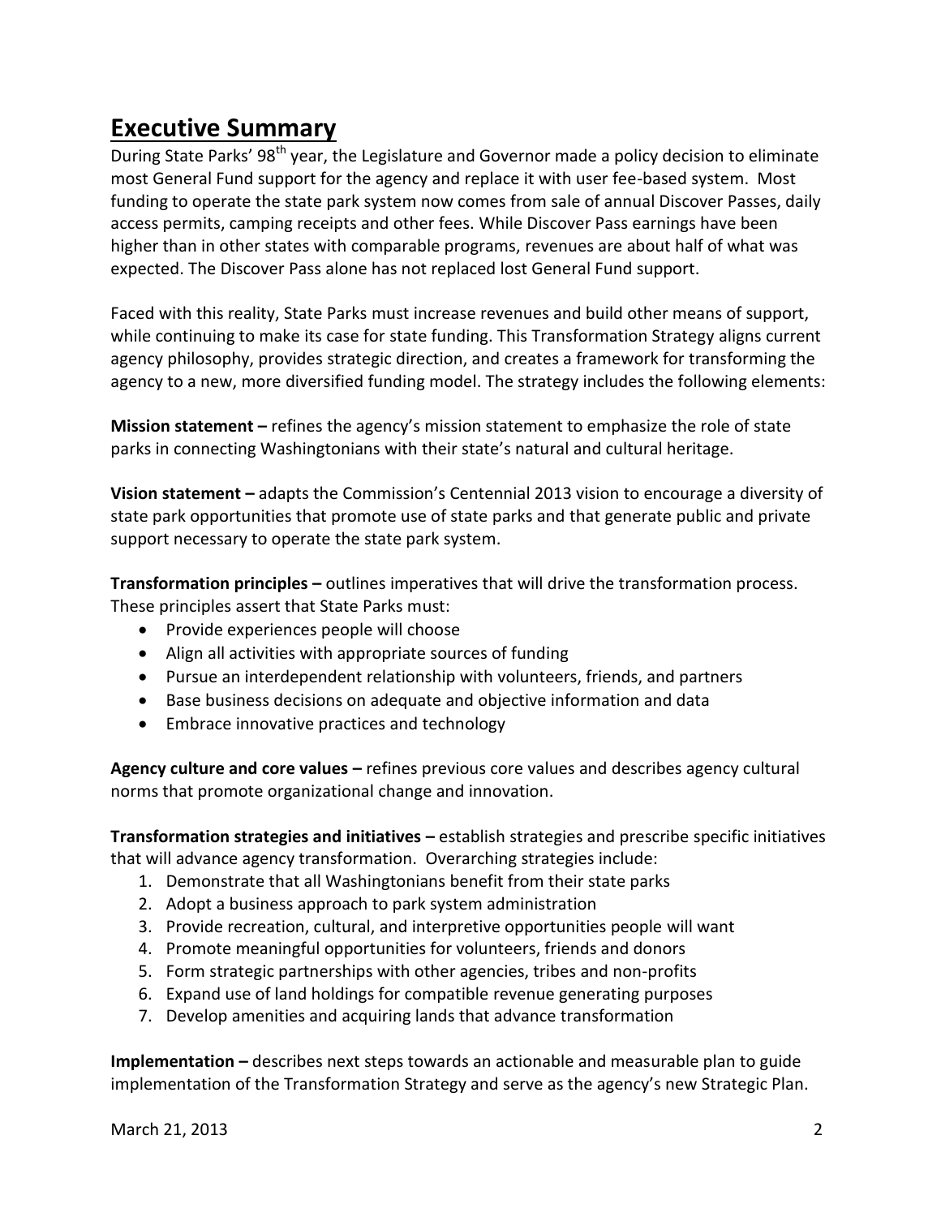# Executive Summary

During State Parks' 98th year, the Legislature and Governor made a policy decision to eliminate most General Fund support for the agency and replace it with user fee-based system. Most funding to operate the state park system now comes from sale of annual Discover Passes, daily access permits, camping receipts and other fees. While Discover Pass earnings have been higher than in other states with comparable programs, revenues are about half of what was expected. The Discover Pass alone has not replaced lost General Fund support.

Faced with this reality, State Parks must increase revenues and build other means of support, while continuing to make its case for state funding. This Transformation Strategy aligns current agency philosophy, provides strategic direction, and creates a framework for transforming the agency to a new, more diversified funding model. The strategy includes the following elements:

**Mission statement –** refines the agency's mission statement to emphasize the role of state parks in connecting Washingtonians with their state's natural and cultural heritage.

**Vision statement –** adapts the Commission's Centennial 2013 vision to encourage a diversity of state park opportunities that promote use of state parks and that generate public and private support necessary to operate the state park system.

**Transformation principles –** outlines imperatives that will drive the transformation process. These principles assert that State Parks must:

- Provide experiences people will choose
- Align all activities with appropriate sources of funding
- Pursue an interdependent relationship with volunteers, friends, and partners
- Base business decisions on adequate and objective information and data
- Embrace innovative practices and technology

**Agency culture and core values –** refines previous core values and describes agency cultural norms that promote organizational change and innovation.

**Transformation strategies and initiatives –** establish strategies and prescribe specific initiatives that will advance agency transformation. Overarching strategies include:

1. Demonstrate that all Washingtonians benefit from their state parks
2. Adopt a business approach to park system administration
3. Provide recreation, cultural, and interpretive opportunities people will want
4. Promote meaningful opportunities for volunteers, friends and donors
5. Form strategic partnerships with other agencies, tribes and non-profits
6. Expand use of land holdings for compatible revenue generating purposes
7. Develop amenities and acquiring lands that advance transformation

**Implementation –** describes next steps towards an actionable and measurable plan to guide implementation of the Transformation Strategy and serve as the agency's new Strategic Plan.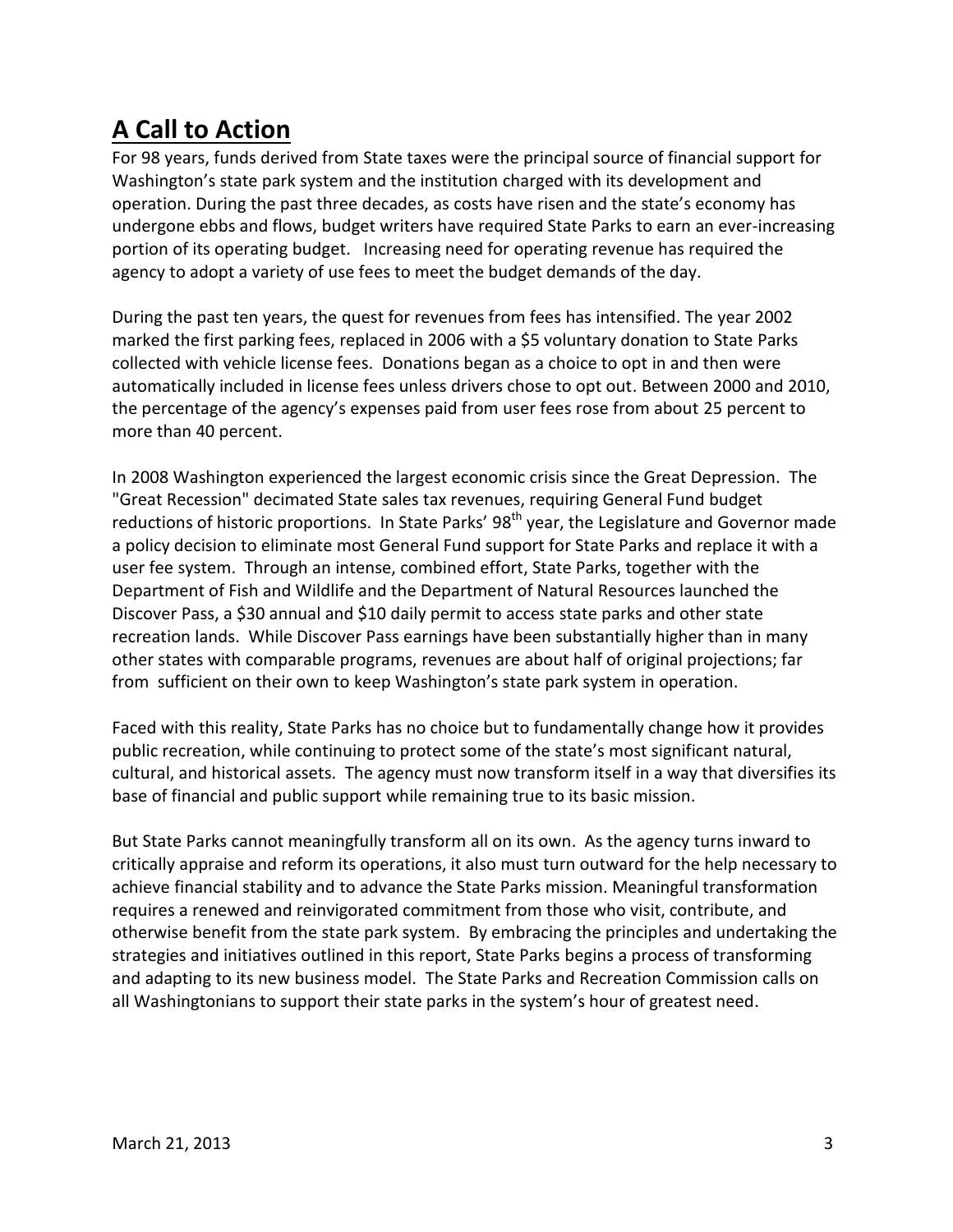# A Call to Action

For 98 years, funds derived from State taxes were the principal source of financial support for Washington's state park system and the institution charged with its development and operation. During the past three decades, as costs have risen and the state's economy has undergone ebbs and flows, budget writers have required State Parks to earn an ever-increasing portion of its operating budget. Increasing need for operating revenue has required the agency to adopt a variety of use fees to meet the budget demands of the day.

During the past ten years, the quest for revenues from fees has intensified. The year 2002 marked the first parking fees, replaced in 2006 with a $5 voluntary donation to State Parks collected with vehicle license fees. Donations began as a choice to opt in and then were automatically included in license fees unless drivers chose to opt out. Between 2000 and 2010, the percentage of the agency's expenses paid from user fees rose from about 25 percent to more than 40 percent.

In 2008 Washington experienced the largest economic crisis since the Great Depression. The "Great Recession" decimated State sales tax revenues, requiring General Fund budget reductions of historic proportions. In State Parks' 98th year, the Legislature and Governor made a policy decision to eliminate most General Fund support for State Parks and replace it with a user fee system. Through an intense, combined effort, State Parks, together with the Department of Fish and Wildlife and the Department of Natural Resources launched the Discover Pass, a $30 annual and $10 daily permit to access state parks and other state recreation lands. While Discover Pass earnings have been substantially higher than in many other states with comparable programs, revenues are about half of original projections; far from sufficient on their own to keep Washington's state park system in operation.

Faced with this reality, State Parks has no choice but to fundamentally change how it provides public recreation, while continuing to protect some of the state's most significant natural, cultural, and historical assets. The agency must now transform itself in a way that diversifies its base of financial and public support while remaining true to its basic mission.

But State Parks cannot meaningfully transform all on its own. As the agency turns inward to critically appraise and reform its operations, it also must turn outward for the help necessary to achieve financial stability and to advance the State Parks mission. Meaningful transformation requires a renewed and reinvigorated commitment from those who visit, contribute, and otherwise benefit from the state park system. By embracing the principles and undertaking the strategies and initiatives outlined in this report, State Parks begins a process of transforming and adapting to its new business model. The State Parks and Recreation Commission calls on all Washingtonians to support their state parks in the system's hour of greatest need.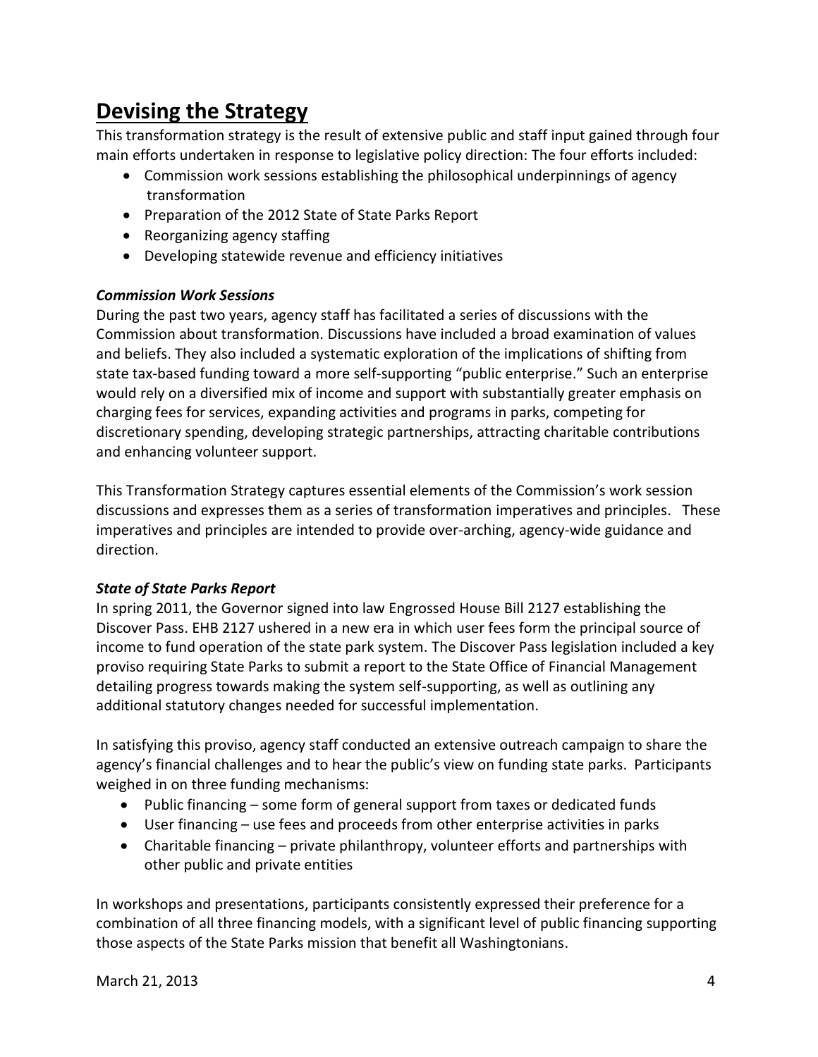## Devising the Strategy

This transformation strategy is the result of extensive public and staff input gained through four main efforts undertaken in response to legislative policy direction: The four efforts included:

- Commission work sessions establishing the philosophical underpinnings of agency transformation
- Preparation of the 2012 State of State Parks Report
- Reorganizing agency staffing
- Developing statewide revenue and efficiency initiatives

***Commission Work Sessions***

During the past two years, agency staff has facilitated a series of discussions with the Commission about transformation. Discussions have included a broad examination of values and beliefs. They also included a systematic exploration of the implications of shifting from state tax-based funding toward a more self-supporting "public enterprise." Such an enterprise would rely on a diversified mix of income and support with substantially greater emphasis on charging fees for services, expanding activities and programs in parks, competing for discretionary spending, developing strategic partnerships, attracting charitable contributions and enhancing volunteer support.

This Transformation Strategy captures essential elements of the Commission's work session discussions and expresses them as a series of transformation imperatives and principles. These imperatives and principles are intended to provide over-arching, agency-wide guidance and direction.

***State of State Parks Report***

In spring 2011, the Governor signed into law Engrossed House Bill 2127 establishing the Discover Pass. EHB 2127 ushered in a new era in which user fees form the principal source of income to fund operation of the state park system. The Discover Pass legislation included a key proviso requiring State Parks to submit a report to the State Office of Financial Management detailing progress towards making the system self-supporting, as well as outlining any additional statutory changes needed for successful implementation.

In satisfying this proviso, agency staff conducted an extensive outreach campaign to share the agency's financial challenges and to hear the public's view on funding state parks. Participants weighed in on three funding mechanisms:

- Public financing – some form of general support from taxes or dedicated funds
- User financing – use fees and proceeds from other enterprise activities in parks
- Charitable financing – private philanthropy, volunteer efforts and partnerships with other public and private entities

In workshops and presentations, participants consistently expressed their preference for a combination of all three financing models, with a significant level of public financing supporting those aspects of the State Parks mission that benefit all Washingtonians.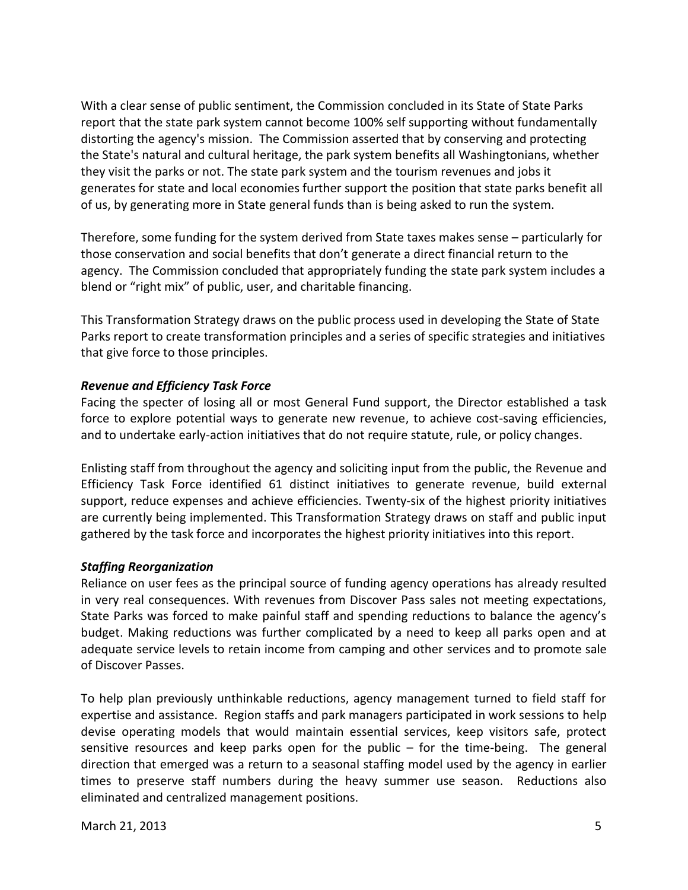With a clear sense of public sentiment, the Commission concluded in its State of State Parks report that the state park system cannot become 100% self supporting without fundamentally distorting the agency's mission. The Commission asserted that by conserving and protecting the State's natural and cultural heritage, the park system benefits all Washingtonians, whether they visit the parks or not. The state park system and the tourism revenues and jobs it generates for state and local economies further support the position that state parks benefit all of us, by generating more in State general funds than is being asked to run the system.

Therefore, some funding for the system derived from State taxes makes sense – particularly for those conservation and social benefits that don't generate a direct financial return to the agency. The Commission concluded that appropriately funding the state park system includes a blend or "right mix" of public, user, and charitable financing.

This Transformation Strategy draws on the public process used in developing the State of State Parks report to create transformation principles and a series of specific strategies and initiatives that give force to those principles.

***Revenue and Efficiency Task Force***

Facing the specter of losing all or most General Fund support, the Director established a task force to explore potential ways to generate new revenue, to achieve cost-saving efficiencies, and to undertake early-action initiatives that do not require statute, rule, or policy changes.

Enlisting staff from throughout the agency and soliciting input from the public, the Revenue and Efficiency Task Force identified 61 distinct initiatives to generate revenue, build external support, reduce expenses and achieve efficiencies. Twenty-six of the highest priority initiatives are currently being implemented. This Transformation Strategy draws on staff and public input gathered by the task force and incorporates the highest priority initiatives into this report.

***Staffing Reorganization***

Reliance on user fees as the principal source of funding agency operations has already resulted in very real consequences. With revenues from Discover Pass sales not meeting expectations, State Parks was forced to make painful staff and spending reductions to balance the agency's budget. Making reductions was further complicated by a need to keep all parks open and at adequate service levels to retain income from camping and other services and to promote sale of Discover Passes.

To help plan previously unthinkable reductions, agency management turned to field staff for expertise and assistance. Region staffs and park managers participated in work sessions to help devise operating models that would maintain essential services, keep visitors safe, protect sensitive resources and keep parks open for the public – for the time-being. The general direction that emerged was a return to a seasonal staffing model used by the agency in earlier times to preserve staff numbers during the heavy summer use season. Reductions also eliminated and centralized management positions.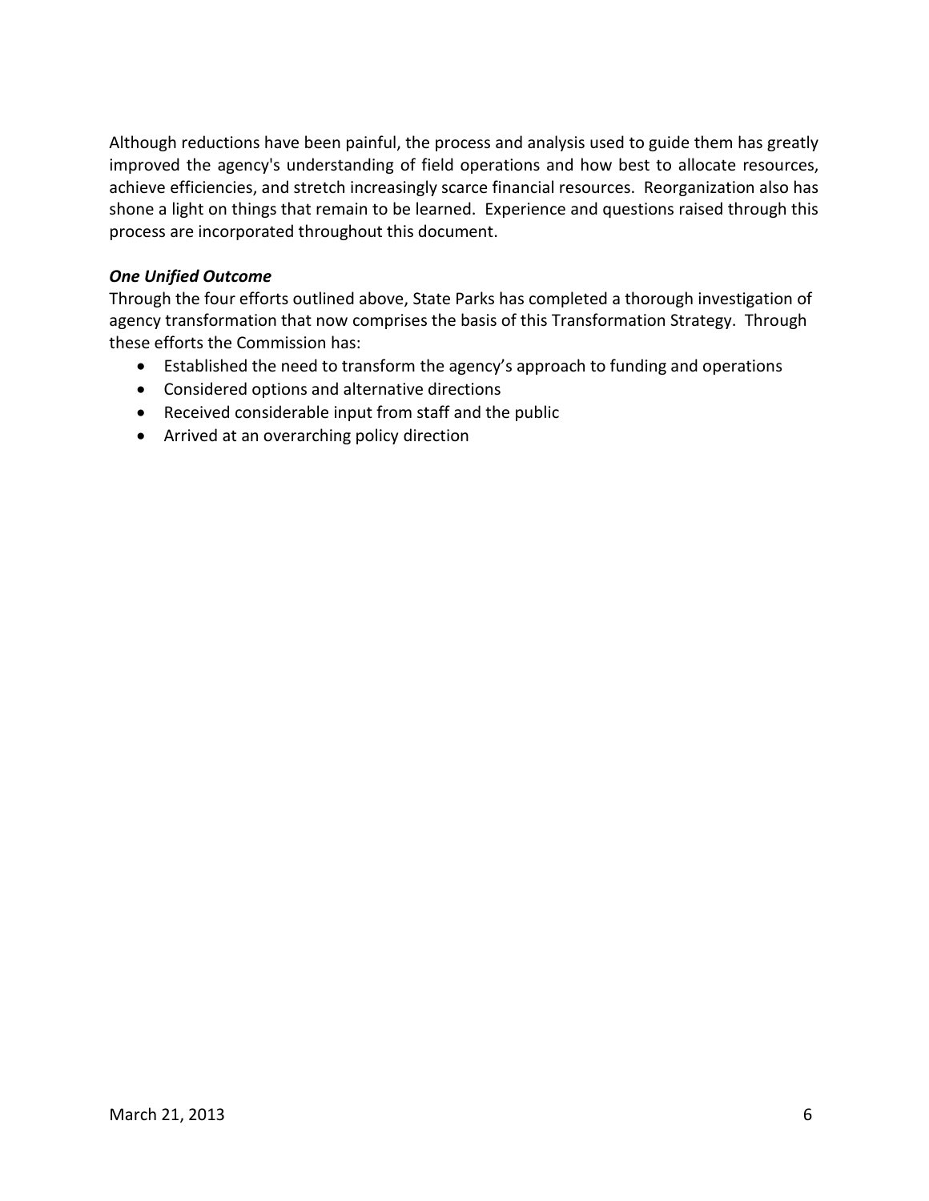Although reductions have been painful, the process and analysis used to guide them has greatly improved the agency's understanding of field operations and how best to allocate resources, achieve efficiencies, and stretch increasingly scarce financial resources. Reorganization also has shone a light on things that remain to be learned. Experience and questions raised through this process are incorporated throughout this document.

***One Unified Outcome***

Through the four efforts outlined above, State Parks has completed a thorough investigation of agency transformation that now comprises the basis of this Transformation Strategy. Through these efforts the Commission has:

- Established the need to transform the agency's approach to funding and operations
- Considered options and alternative directions
- Received considerable input from staff and the public
- Arrived at an overarching policy direction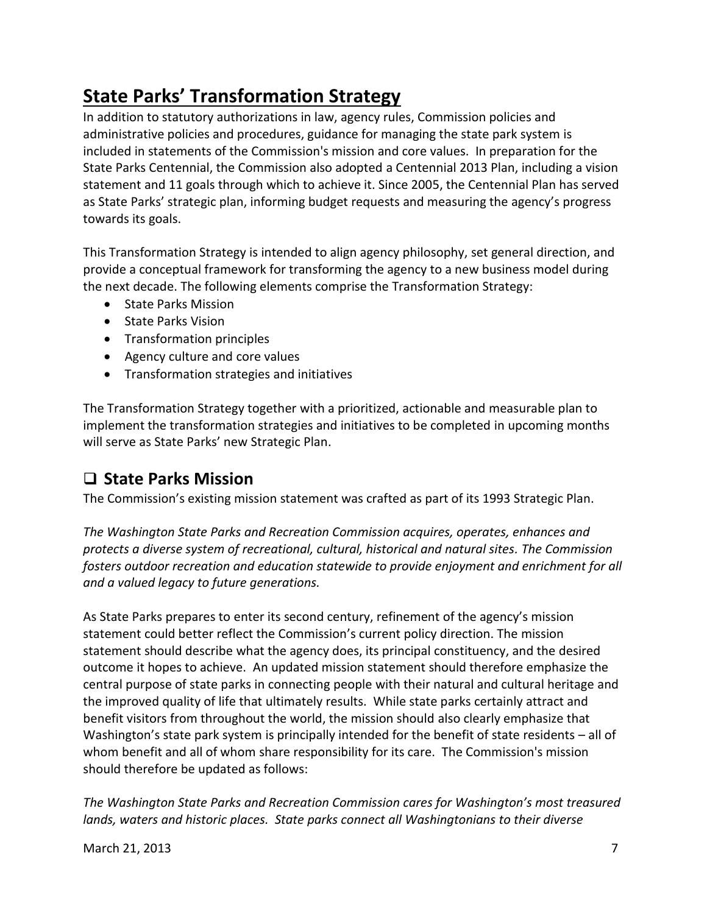# State Parks' Transformation Strategy

In addition to statutory authorizations in law, agency rules, Commission policies and administrative policies and procedures, guidance for managing the state park system is included in statements of the Commission's mission and core values. In preparation for the State Parks Centennial, the Commission also adopted a Centennial 2013 Plan, including a vision statement and 11 goals through which to achieve it. Since 2005, the Centennial Plan has served as State Parks' strategic plan, informing budget requests and measuring the agency's progress towards its goals.

This Transformation Strategy is intended to align agency philosophy, set general direction, and provide a conceptual framework for transforming the agency to a new business model during the next decade. The following elements comprise the Transformation Strategy:

- State Parks Mission
- State Parks Vision
- Transformation principles
- Agency culture and core values
- Transformation strategies and initiatives

The Transformation Strategy together with a prioritized, actionable and measurable plan to implement the transformation strategies and initiatives to be completed in upcoming months will serve as State Parks' new Strategic Plan.

## ❑ State Parks Mission

The Commission's existing mission statement was crafted as part of its 1993 Strategic Plan.

*The Washington State Parks and Recreation Commission acquires, operates, enhances and protects a diverse system of recreational, cultural, historical and natural sites. The Commission fosters outdoor recreation and education statewide to provide enjoyment and enrichment for all and a valued legacy to future generations.*

As State Parks prepares to enter its second century, refinement of the agency's mission statement could better reflect the Commission's current policy direction. The mission statement should describe what the agency does, its principal constituency, and the desired outcome it hopes to achieve. An updated mission statement should therefore emphasize the central purpose of state parks in connecting people with their natural and cultural heritage and the improved quality of life that ultimately results. While state parks certainly attract and benefit visitors from throughout the world, the mission should also clearly emphasize that Washington's state park system is principally intended for the benefit of state residents – all of whom benefit and all of whom share responsibility for its care. The Commission's mission should therefore be updated as follows:

*The Washington State Parks and Recreation Commission cares for Washington's most treasured lands, waters and historic places. State parks connect all Washingtonians to their diverse*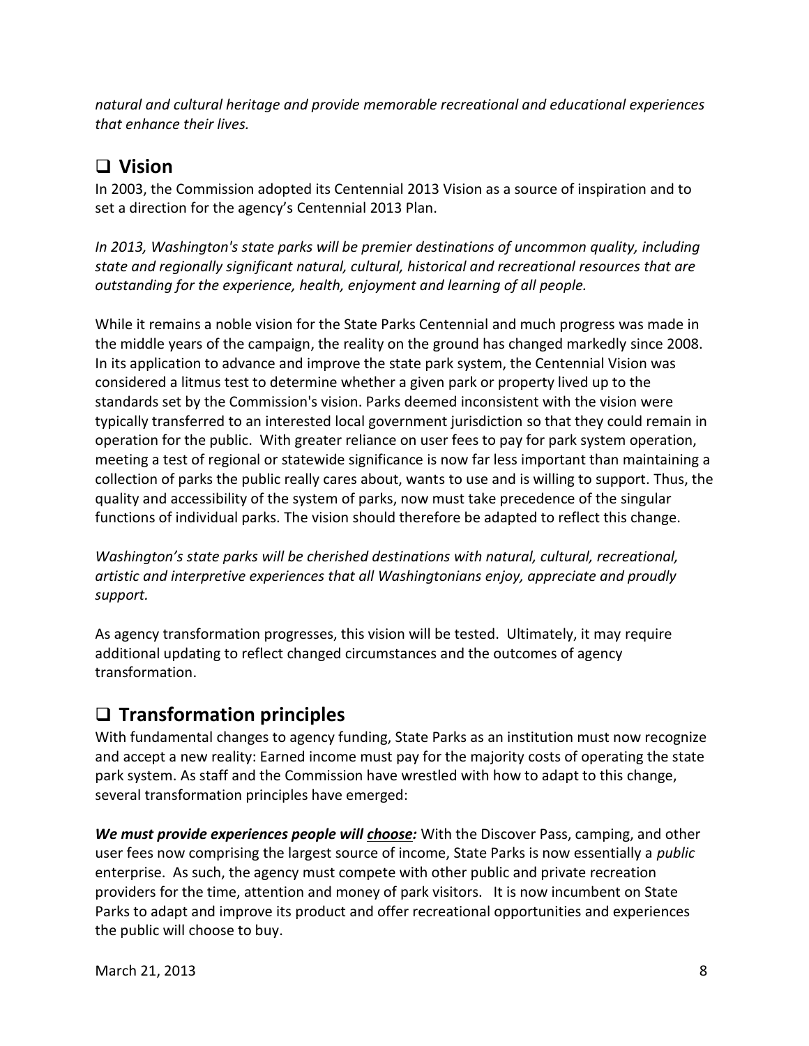*natural and cultural heritage and provide memorable recreational and educational experiences that enhance their lives.*

## ❑ Vision

In 2003, the Commission adopted its Centennial 2013 Vision as a source of inspiration and to set a direction for the agency's Centennial 2013 Plan.

*In 2013, Washington's state parks will be premier destinations of uncommon quality, including state and regionally significant natural, cultural, historical and recreational resources that are outstanding for the experience, health, enjoyment and learning of all people.*

While it remains a noble vision for the State Parks Centennial and much progress was made in the middle years of the campaign, the reality on the ground has changed markedly since 2008. In its application to advance and improve the state park system, the Centennial Vision was considered a litmus test to determine whether a given park or property lived up to the standards set by the Commission's vision. Parks deemed inconsistent with the vision were typically transferred to an interested local government jurisdiction so that they could remain in operation for the public. With greater reliance on user fees to pay for park system operation, meeting a test of regional or statewide significance is now far less important than maintaining a collection of parks the public really cares about, wants to use and is willing to support. Thus, the quality and accessibility of the system of parks, now must take precedence of the singular functions of individual parks. The vision should therefore be adapted to reflect this change.

*Washington's state parks will be cherished destinations with natural, cultural, recreational, artistic and interpretive experiences that all Washingtonians enjoy, appreciate and proudly support.*

As agency transformation progresses, this vision will be tested. Ultimately, it may require additional updating to reflect changed circumstances and the outcomes of agency transformation.

## ❑ Transformation principles

With fundamental changes to agency funding, State Parks as an institution must now recognize and accept a new reality: Earned income must pay for the majority costs of operating the state park system. As staff and the Commission have wrestled with how to adapt to this change, several transformation principles have emerged:

***We must provide experiences people will choose:*** With the Discover Pass, camping, and other user fees now comprising the largest source of income, State Parks is now essentially a *public* enterprise. As such, the agency must compete with other public and private recreation providers for the time, attention and money of park visitors. It is now incumbent on State Parks to adapt and improve its product and offer recreational opportunities and experiences the public will choose to buy.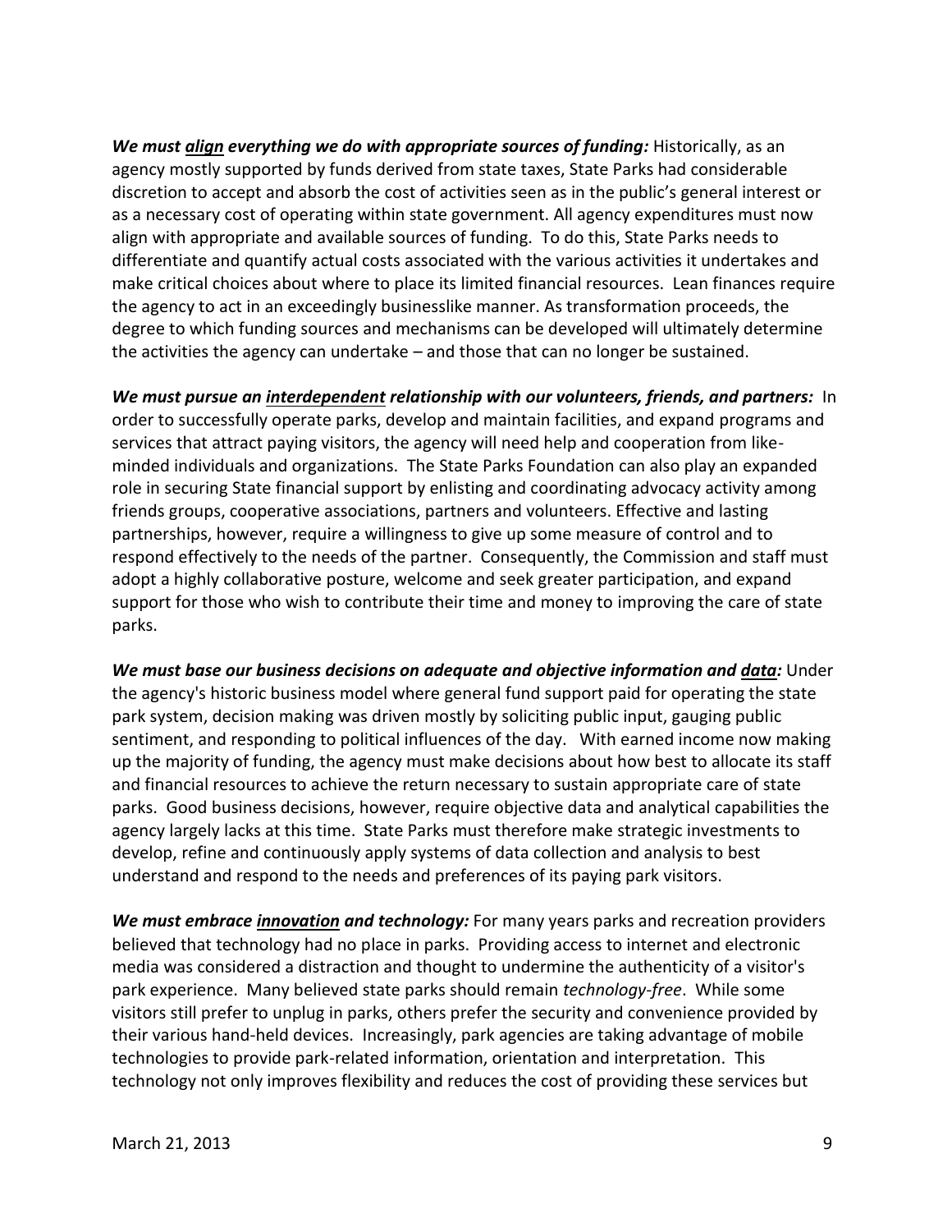***We must <u>align</u> everything we do with appropriate sources of funding:*** Historically, as an agency mostly supported by funds derived from state taxes, State Parks had considerable discretion to accept and absorb the cost of activities seen as in the public's general interest or as a necessary cost of operating within state government. All agency expenditures must now align with appropriate and available sources of funding. To do this, State Parks needs to differentiate and quantify actual costs associated with the various activities it undertakes and make critical choices about where to place its limited financial resources. Lean finances require the agency to act in an exceedingly businesslike manner. As transformation proceeds, the degree to which funding sources and mechanisms can be developed will ultimately determine the activities the agency can undertake – and those that can no longer be sustained.

***We must pursue an <u>interdependent</u> relationship with our volunteers, friends, and partners:*** In order to successfully operate parks, develop and maintain facilities, and expand programs and services that attract paying visitors, the agency will need help and cooperation from like-minded individuals and organizations. The State Parks Foundation can also play an expanded role in securing State financial support by enlisting and coordinating advocacy activity among friends groups, cooperative associations, partners and volunteers. Effective and lasting partnerships, however, require a willingness to give up some measure of control and to respond effectively to the needs of the partner. Consequently, the Commission and staff must adopt a highly collaborative posture, welcome and seek greater participation, and expand support for those who wish to contribute their time and money to improving the care of state parks.

***We must base our business decisions on adequate and objective information and <u>data</u>:*** Under the agency's historic business model where general fund support paid for operating the state park system, decision making was driven mostly by soliciting public input, gauging public sentiment, and responding to political influences of the day. With earned income now making up the majority of funding, the agency must make decisions about how best to allocate its staff and financial resources to achieve the return necessary to sustain appropriate care of state parks. Good business decisions, however, require objective data and analytical capabilities the agency largely lacks at this time. State Parks must therefore make strategic investments to develop, refine and continuously apply systems of data collection and analysis to best understand and respond to the needs and preferences of its paying park visitors.

***We must embrace <u>innovation</u> and technology:*** For many years parks and recreation providers believed that technology had no place in parks. Providing access to internet and electronic media was considered a distraction and thought to undermine the authenticity of a visitor's park experience. Many believed state parks should remain *technology-free*. While some visitors still prefer to unplug in parks, others prefer the security and convenience provided by their various hand-held devices. Increasingly, park agencies are taking advantage of mobile technologies to provide park-related information, orientation and interpretation. This technology not only improves flexibility and reduces the cost of providing these services but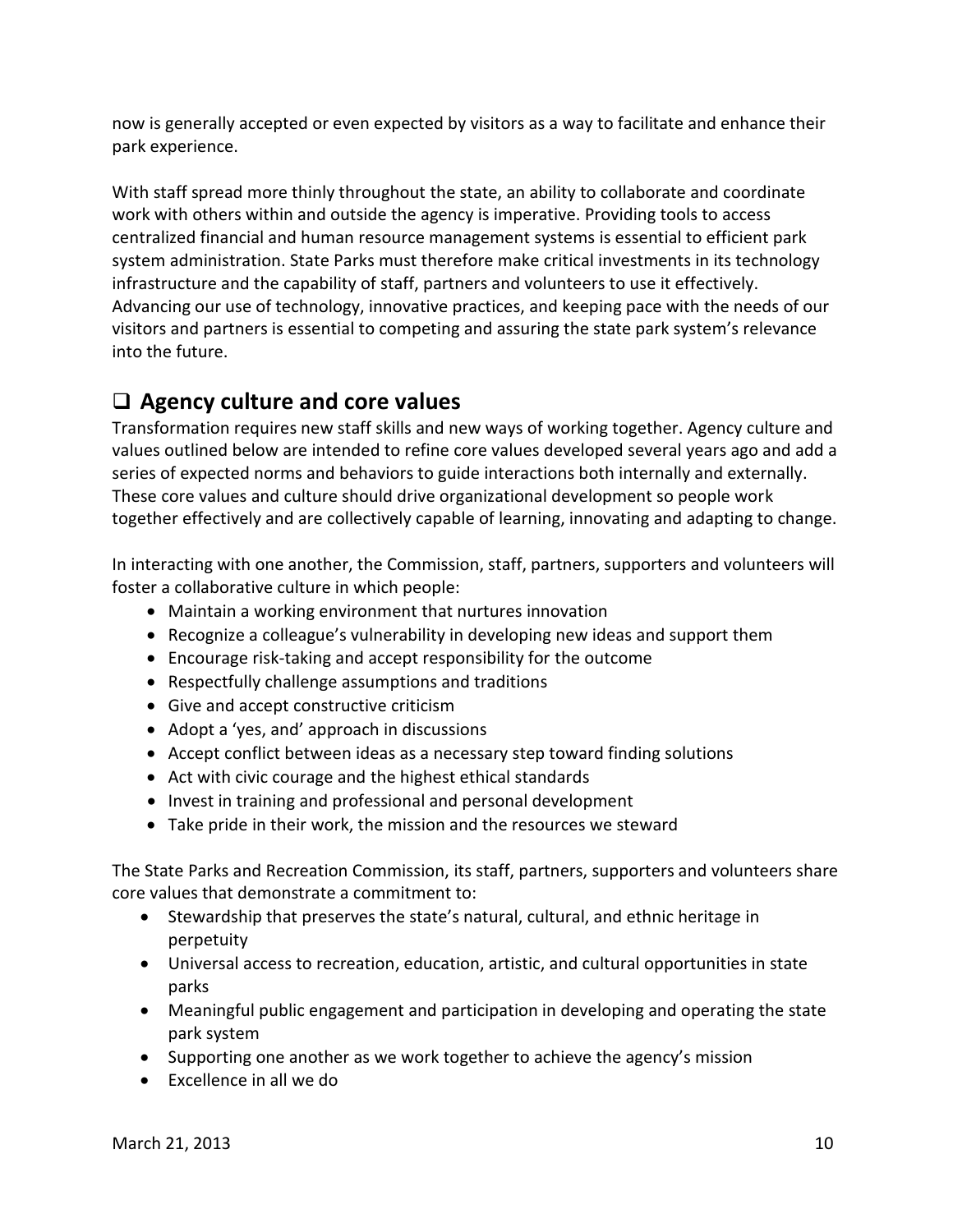now is generally accepted or even expected by visitors as a way to facilitate and enhance their park experience.

With staff spread more thinly throughout the state, an ability to collaborate and coordinate work with others within and outside the agency is imperative. Providing tools to access centralized financial and human resource management systems is essential to efficient park system administration. State Parks must therefore make critical investments in its technology infrastructure and the capability of staff, partners and volunteers to use it effectively. Advancing our use of technology, innovative practices, and keeping pace with the needs of our visitors and partners is essential to competing and assuring the state park system's relevance into the future.

## ❑ Agency culture and core values

Transformation requires new staff skills and new ways of working together. Agency culture and values outlined below are intended to refine core values developed several years ago and add a series of expected norms and behaviors to guide interactions both internally and externally. These core values and culture should drive organizational development so people work together effectively and are collectively capable of learning, innovating and adapting to change.

In interacting with one another, the Commission, staff, partners, supporters and volunteers will foster a collaborative culture in which people:

- Maintain a working environment that nurtures innovation
- Recognize a colleague's vulnerability in developing new ideas and support them
- Encourage risk-taking and accept responsibility for the outcome
- Respectfully challenge assumptions and traditions
- Give and accept constructive criticism
- Adopt a 'yes, and' approach in discussions
- Accept conflict between ideas as a necessary step toward finding solutions
- Act with civic courage and the highest ethical standards
- Invest in training and professional and personal development
- Take pride in their work, the mission and the resources we steward

The State Parks and Recreation Commission, its staff, partners, supporters and volunteers share core values that demonstrate a commitment to:

- Stewardship that preserves the state's natural, cultural, and ethnic heritage in perpetuity
- Universal access to recreation, education, artistic, and cultural opportunities in state parks
- Meaningful public engagement and participation in developing and operating the state park system
- Supporting one another as we work together to achieve the agency's mission
- Excellence in all we do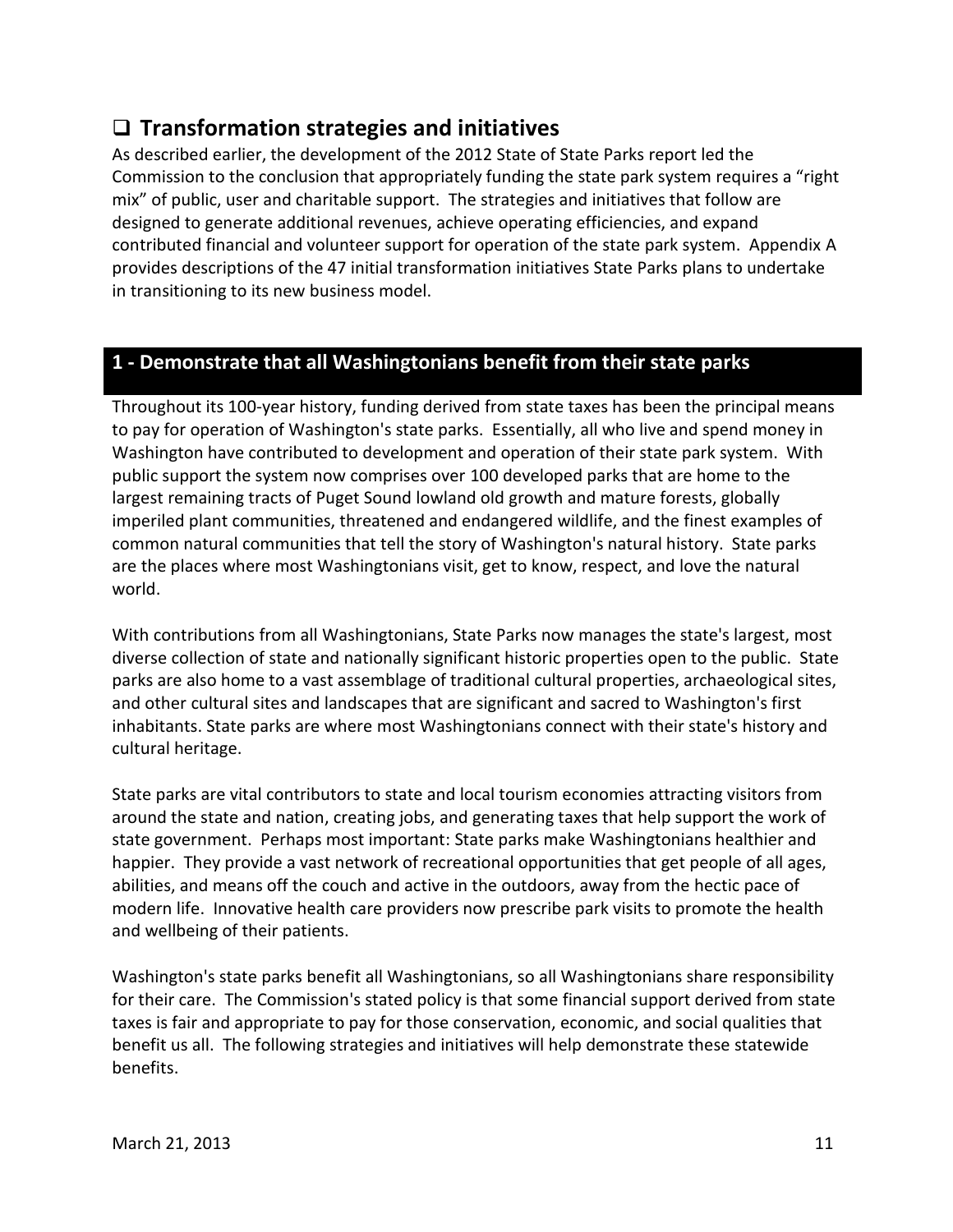## ❑ Transformation strategies and initiatives

As described earlier, the development of the 2012 State of State Parks report led the Commission to the conclusion that appropriately funding the state park system requires a "right mix" of public, user and charitable support. The strategies and initiatives that follow are designed to generate additional revenues, achieve operating efficiencies, and expand contributed financial and volunteer support for operation of the state park system. Appendix A provides descriptions of the 47 initial transformation initiatives State Parks plans to undertake in transitioning to its new business model.

### 1 - Demonstrate that all Washingtonians benefit from their state parks

Throughout its 100-year history, funding derived from state taxes has been the principal means to pay for operation of Washington's state parks. Essentially, all who live and spend money in Washington have contributed to development and operation of their state park system. With public support the system now comprises over 100 developed parks that are home to the largest remaining tracts of Puget Sound lowland old growth and mature forests, globally imperiled plant communities, threatened and endangered wildlife, and the finest examples of common natural communities that tell the story of Washington's natural history. State parks are the places where most Washingtonians visit, get to know, respect, and love the natural world.

With contributions from all Washingtonians, State Parks now manages the state's largest, most diverse collection of state and nationally significant historic properties open to the public. State parks are also home to a vast assemblage of traditional cultural properties, archaeological sites, and other cultural sites and landscapes that are significant and sacred to Washington's first inhabitants. State parks are where most Washingtonians connect with their state's history and cultural heritage.

State parks are vital contributors to state and local tourism economies attracting visitors from around the state and nation, creating jobs, and generating taxes that help support the work of state government. Perhaps most important: State parks make Washingtonians healthier and happier. They provide a vast network of recreational opportunities that get people of all ages, abilities, and means off the couch and active in the outdoors, away from the hectic pace of modern life. Innovative health care providers now prescribe park visits to promote the health and wellbeing of their patients.

Washington's state parks benefit all Washingtonians, so all Washingtonians share responsibility for their care. The Commission's stated policy is that some financial support derived from state taxes is fair and appropriate to pay for those conservation, economic, and social qualities that benefit us all. The following strategies and initiatives will help demonstrate these statewide benefits.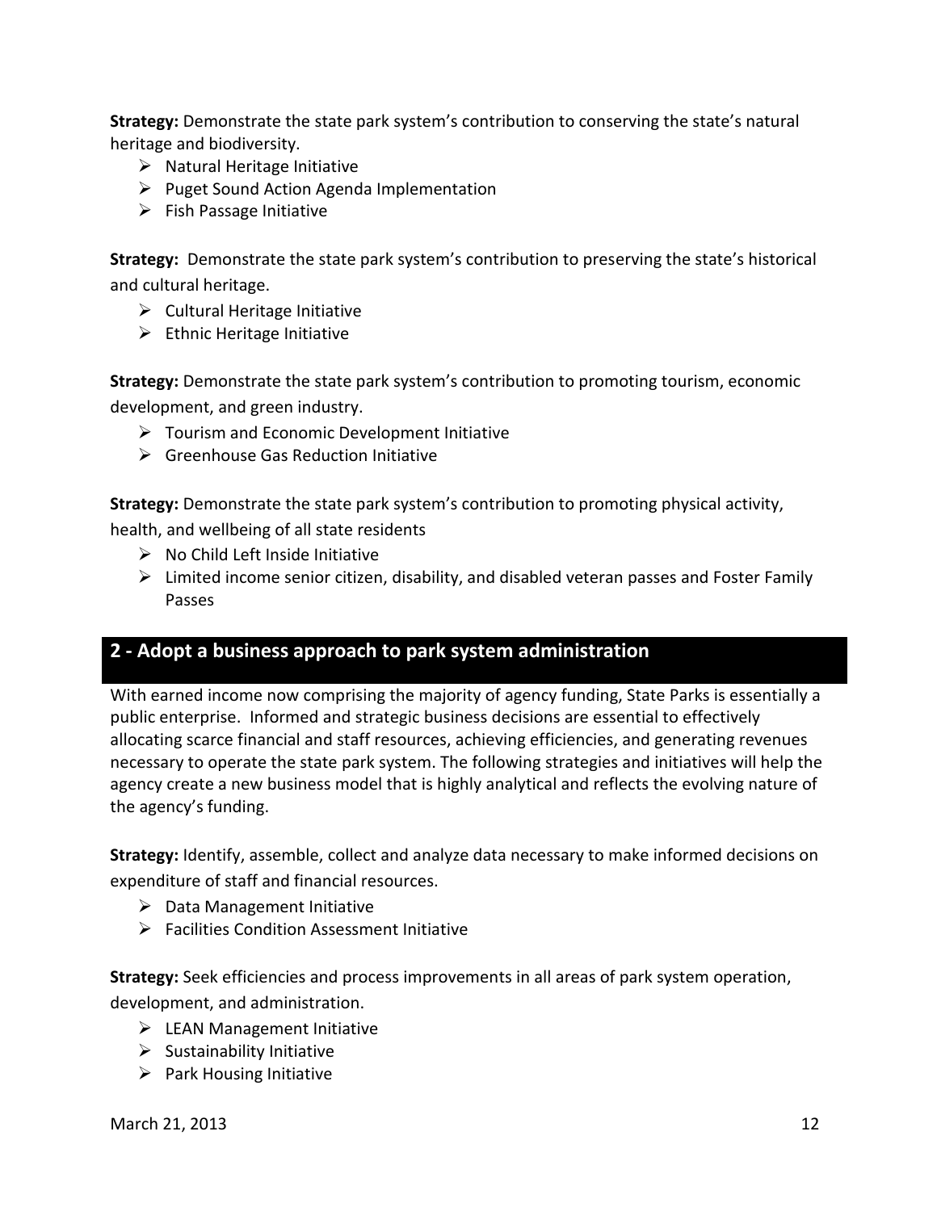**Strategy:** Demonstrate the state park system's contribution to conserving the state's natural heritage and biodiversity.

- Natural Heritage Initiative
- Puget Sound Action Agenda Implementation
- Fish Passage Initiative

**Strategy:** Demonstrate the state park system's contribution to preserving the state's historical and cultural heritage.

- Cultural Heritage Initiative
- Ethnic Heritage Initiative

**Strategy:** Demonstrate the state park system's contribution to promoting tourism, economic development, and green industry.

- Tourism and Economic Development Initiative
- Greenhouse Gas Reduction Initiative

**Strategy:** Demonstrate the state park system's contribution to promoting physical activity, health, and wellbeing of all state residents

- No Child Left Inside Initiative
- Limited income senior citizen, disability, and disabled veteran passes and Foster Family Passes

## 2 - Adopt a business approach to park system administration

With earned income now comprising the majority of agency funding, State Parks is essentially a public enterprise. Informed and strategic business decisions are essential to effectively allocating scarce financial and staff resources, achieving efficiencies, and generating revenues necessary to operate the state park system. The following strategies and initiatives will help the agency create a new business model that is highly analytical and reflects the evolving nature of the agency's funding.

**Strategy:** Identify, assemble, collect and analyze data necessary to make informed decisions on expenditure of staff and financial resources.

- Data Management Initiative
- Facilities Condition Assessment Initiative

**Strategy:** Seek efficiencies and process improvements in all areas of park system operation, development, and administration.

- LEAN Management Initiative
- Sustainability Initiative
- Park Housing Initiative

March 21, 2013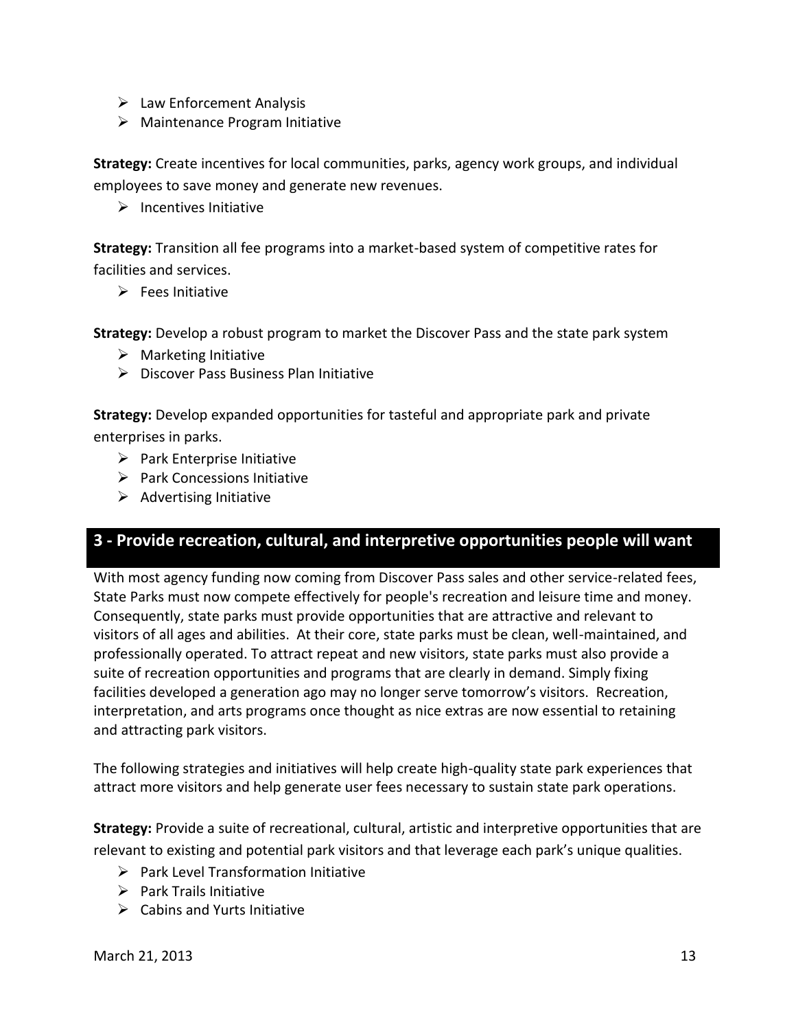- Law Enforcement Analysis
- Maintenance Program Initiative

**Strategy:** Create incentives for local communities, parks, agency work groups, and individual employees to save money and generate new revenues.

- Incentives Initiative

**Strategy:** Transition all fee programs into a market-based system of competitive rates for facilities and services.

- Fees Initiative

**Strategy:** Develop a robust program to market the Discover Pass and the state park system

- Marketing Initiative
- Discover Pass Business Plan Initiative

**Strategy:** Develop expanded opportunities for tasteful and appropriate park and private enterprises in parks.

- Park Enterprise Initiative
- Park Concessions Initiative
- Advertising Initiative

## 3 - Provide recreation, cultural, and interpretive opportunities people will want

With most agency funding now coming from Discover Pass sales and other service-related fees, State Parks must now compete effectively for people's recreation and leisure time and money. Consequently, state parks must provide opportunities that are attractive and relevant to visitors of all ages and abilities. At their core, state parks must be clean, well-maintained, and professionally operated. To attract repeat and new visitors, state parks must also provide a suite of recreation opportunities and programs that are clearly in demand. Simply fixing facilities developed a generation ago may no longer serve tomorrow's visitors. Recreation, interpretation, and arts programs once thought as nice extras are now essential to retaining and attracting park visitors.

The following strategies and initiatives will help create high-quality state park experiences that attract more visitors and help generate user fees necessary to sustain state park operations.

**Strategy:** Provide a suite of recreational, cultural, artistic and interpretive opportunities that are relevant to existing and potential park visitors and that leverage each park's unique qualities.

- Park Level Transformation Initiative
- Park Trails Initiative
- Cabins and Yurts Initiative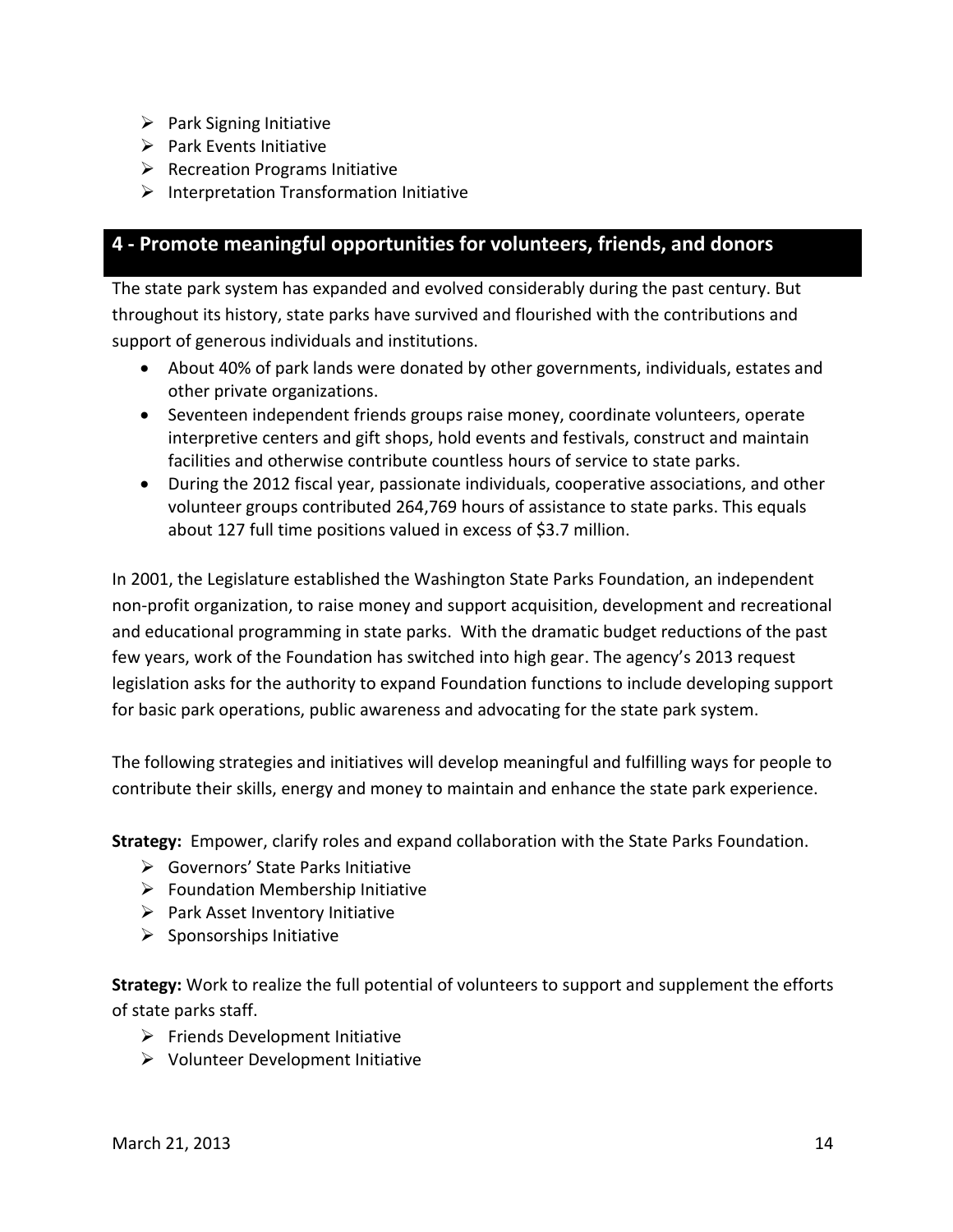- Park Signing Initiative
- Park Events Initiative
- Recreation Programs Initiative
- Interpretation Transformation Initiative

## 4 - Promote meaningful opportunities for volunteers, friends, and donors

The state park system has expanded and evolved considerably during the past century. But throughout its history, state parks have survived and flourished with the contributions and support of generous individuals and institutions.

- About 40% of park lands were donated by other governments, individuals, estates and other private organizations.
- Seventeen independent friends groups raise money, coordinate volunteers, operate interpretive centers and gift shops, hold events and festivals, construct and maintain facilities and otherwise contribute countless hours of service to state parks.
- During the 2012 fiscal year, passionate individuals, cooperative associations, and other volunteer groups contributed 264,769 hours of assistance to state parks. This equals about 127 full time positions valued in excess of $3.7 million.

In 2001, the Legislature established the Washington State Parks Foundation, an independent non-profit organization, to raise money and support acquisition, development and recreational and educational programming in state parks. With the dramatic budget reductions of the past few years, work of the Foundation has switched into high gear. The agency's 2013 request legislation asks for the authority to expand Foundation functions to include developing support for basic park operations, public awareness and advocating for the state park system.

The following strategies and initiatives will develop meaningful and fulfilling ways for people to contribute their skills, energy and money to maintain and enhance the state park experience.

**Strategy:** Empower, clarify roles and expand collaboration with the State Parks Foundation.

- Governors' State Parks Initiative
- Foundation Membership Initiative
- Park Asset Inventory Initiative
- Sponsorships Initiative

**Strategy:** Work to realize the full potential of volunteers to support and supplement the efforts of state parks staff.

- Friends Development Initiative
- Volunteer Development Initiative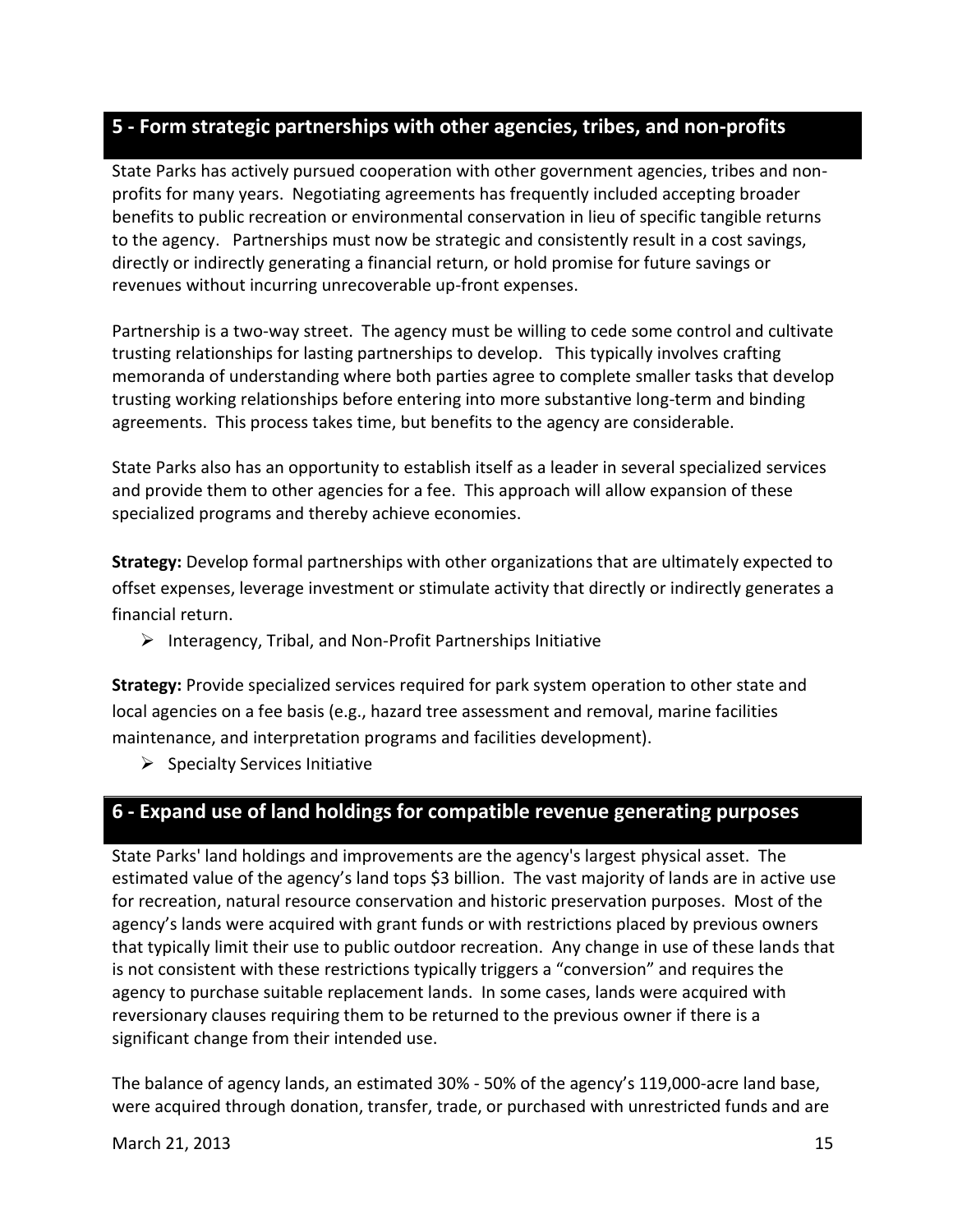## 5 - Form strategic partnerships with other agencies, tribes, and non-profits

State Parks has actively pursued cooperation with other government agencies, tribes and non-profits for many years. Negotiating agreements has frequently included accepting broader benefits to public recreation or environmental conservation in lieu of specific tangible returns to the agency. Partnerships must now be strategic and consistently result in a cost savings, directly or indirectly generating a financial return, or hold promise for future savings or revenues without incurring unrecoverable up-front expenses.

Partnership is a two-way street. The agency must be willing to cede some control and cultivate trusting relationships for lasting partnerships to develop. This typically involves crafting memoranda of understanding where both parties agree to complete smaller tasks that develop trusting working relationships before entering into more substantive long-term and binding agreements. This process takes time, but benefits to the agency are considerable.

State Parks also has an opportunity to establish itself as a leader in several specialized services and provide them to other agencies for a fee. This approach will allow expansion of these specialized programs and thereby achieve economies.

**Strategy:** Develop formal partnerships with other organizations that are ultimately expected to offset expenses, leverage investment or stimulate activity that directly or indirectly generates a financial return.

- Interagency, Tribal, and Non-Profit Partnerships Initiative

**Strategy:** Provide specialized services required for park system operation to other state and local agencies on a fee basis (e.g., hazard tree assessment and removal, marine facilities maintenance, and interpretation programs and facilities development).

- Specialty Services Initiative

## 6 - Expand use of land holdings for compatible revenue generating purposes

State Parks' land holdings and improvements are the agency's largest physical asset. The estimated value of the agency's land tops $3 billion. The vast majority of lands are in active use for recreation, natural resource conservation and historic preservation purposes. Most of the agency's lands were acquired with grant funds or with restrictions placed by previous owners that typically limit their use to public outdoor recreation. Any change in use of these lands that is not consistent with these restrictions typically triggers a "conversion" and requires the agency to purchase suitable replacement lands. In some cases, lands were acquired with reversionary clauses requiring them to be returned to the previous owner if there is a significant change from their intended use.

The balance of agency lands, an estimated 30% - 50% of the agency's 119,000-acre land base, were acquired through donation, transfer, trade, or purchased with unrestricted funds and are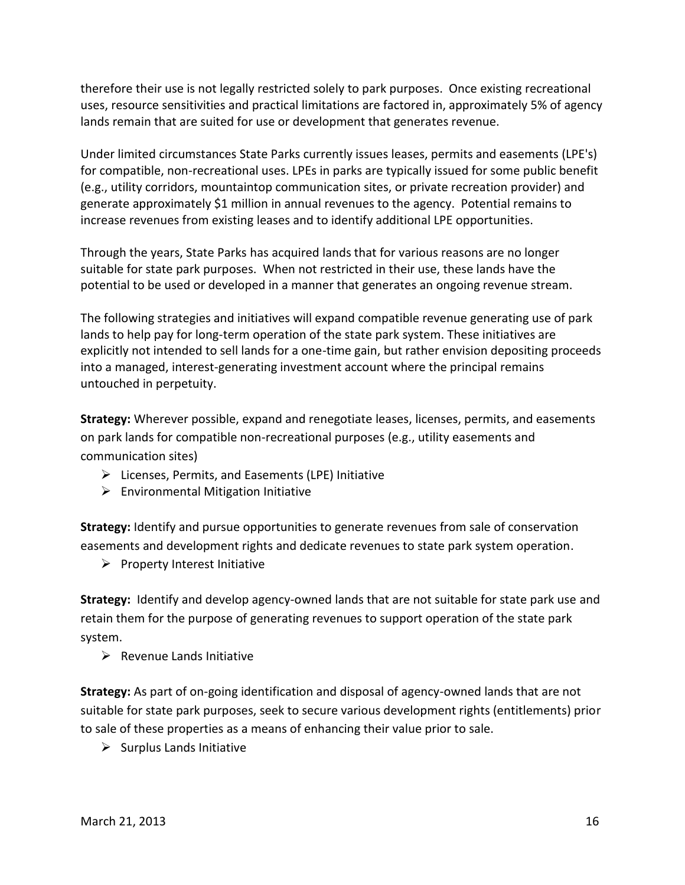therefore their use is not legally restricted solely to park purposes. Once existing recreational uses, resource sensitivities and practical limitations are factored in, approximately 5% of agency lands remain that are suited for use or development that generates revenue.

Under limited circumstances State Parks currently issues leases, permits and easements (LPE's) for compatible, non-recreational uses. LPEs in parks are typically issued for some public benefit (e.g., utility corridors, mountaintop communication sites, or private recreation provider) and generate approximately $1 million in annual revenues to the agency. Potential remains to increase revenues from existing leases and to identify additional LPE opportunities.

Through the years, State Parks has acquired lands that for various reasons are no longer suitable for state park purposes. When not restricted in their use, these lands have the potential to be used or developed in a manner that generates an ongoing revenue stream.

The following strategies and initiatives will expand compatible revenue generating use of park lands to help pay for long-term operation of the state park system. These initiatives are explicitly not intended to sell lands for a one-time gain, but rather envision depositing proceeds into a managed, interest-generating investment account where the principal remains untouched in perpetuity.

**Strategy:** Wherever possible, expand and renegotiate leases, licenses, permits, and easements on park lands for compatible non-recreational purposes (e.g., utility easements and communication sites)

- Licenses, Permits, and Easements (LPE) Initiative
- Environmental Mitigation Initiative

**Strategy:** Identify and pursue opportunities to generate revenues from sale of conservation easements and development rights and dedicate revenues to state park system operation.

- Property Interest Initiative

**Strategy:** Identify and develop agency-owned lands that are not suitable for state park use and retain them for the purpose of generating revenues to support operation of the state park system.

- Revenue Lands Initiative

**Strategy:** As part of on-going identification and disposal of agency-owned lands that are not suitable for state park purposes, seek to secure various development rights (entitlements) prior to sale of these properties as a means of enhancing their value prior to sale.

- Surplus Lands Initiative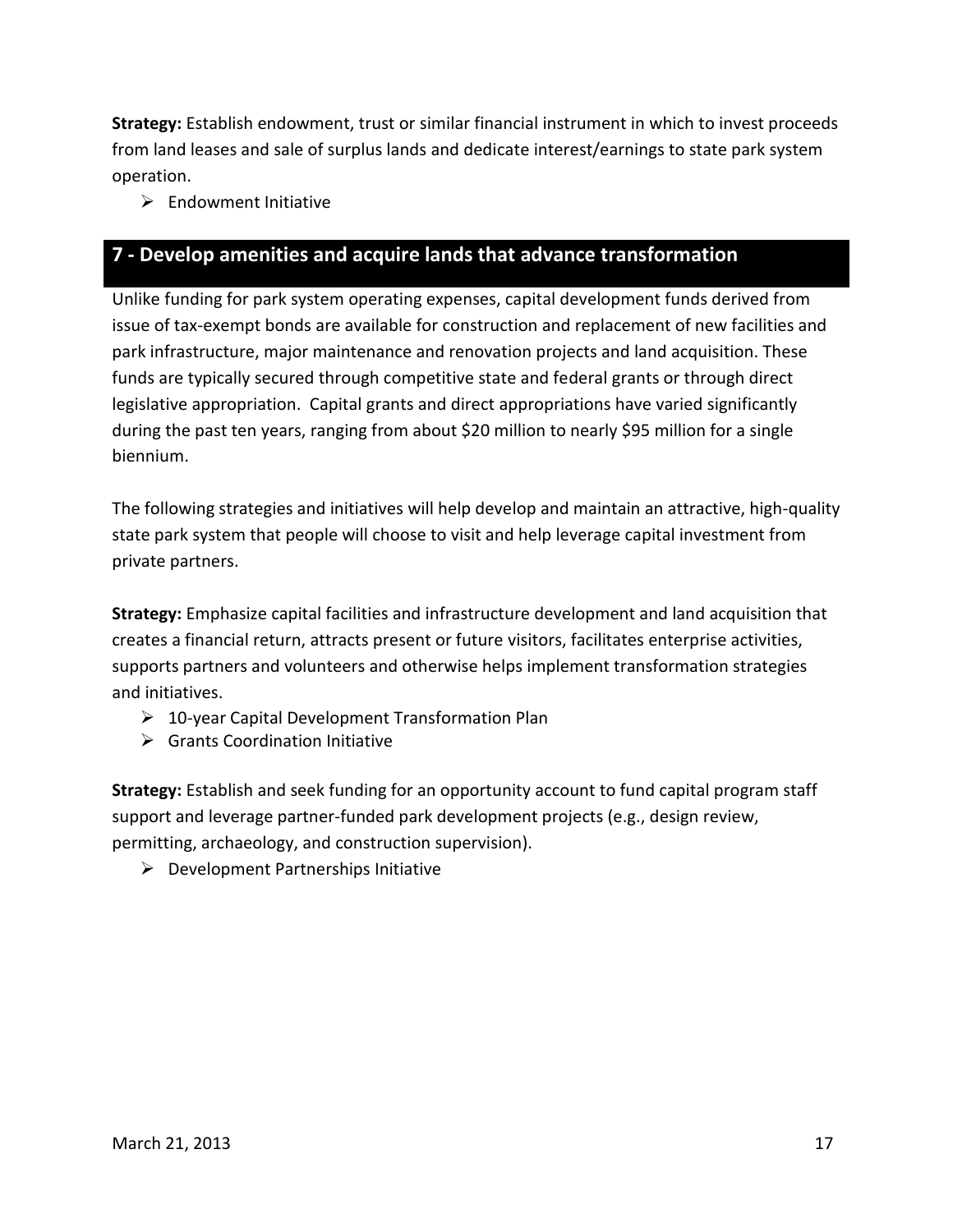**Strategy:** Establish endowment, trust or similar financial instrument in which to invest proceeds from land leases and sale of surplus lands and dedicate interest/earnings to state park system operation.

- Endowment Initiative

## 7 - Develop amenities and acquire lands that advance transformation

Unlike funding for park system operating expenses, capital development funds derived from issue of tax-exempt bonds are available for construction and replacement of new facilities and park infrastructure, major maintenance and renovation projects and land acquisition. These funds are typically secured through competitive state and federal grants or through direct legislative appropriation. Capital grants and direct appropriations have varied significantly during the past ten years, ranging from about $20 million to nearly $95 million for a single biennium.

The following strategies and initiatives will help develop and maintain an attractive, high-quality state park system that people will choose to visit and help leverage capital investment from private partners.

**Strategy:** Emphasize capital facilities and infrastructure development and land acquisition that creates a financial return, attracts present or future visitors, facilitates enterprise activities, supports partners and volunteers and otherwise helps implement transformation strategies and initiatives.

- 10-year Capital Development Transformation Plan
- Grants Coordination Initiative

**Strategy:** Establish and seek funding for an opportunity account to fund capital program staff support and leverage partner-funded park development projects (e.g., design review, permitting, archaeology, and construction supervision).

- Development Partnerships Initiative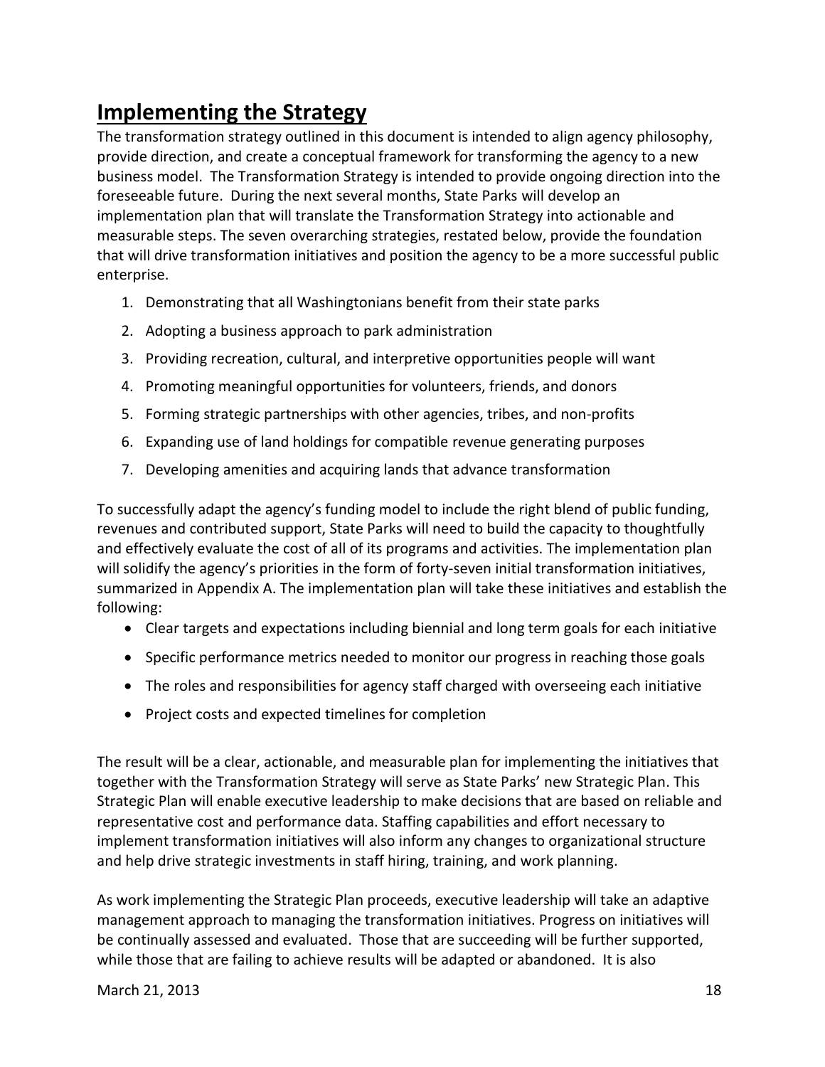## Implementing the Strategy

The transformation strategy outlined in this document is intended to align agency philosophy, provide direction, and create a conceptual framework for transforming the agency to a new business model. The Transformation Strategy is intended to provide ongoing direction into the foreseeable future. During the next several months, State Parks will develop an implementation plan that will translate the Transformation Strategy into actionable and measurable steps. The seven overarching strategies, restated below, provide the foundation that will drive transformation initiatives and position the agency to be a more successful public enterprise.

1. Demonstrating that all Washingtonians benefit from their state parks
2. Adopting a business approach to park administration
3. Providing recreation, cultural, and interpretive opportunities people will want
4. Promoting meaningful opportunities for volunteers, friends, and donors
5. Forming strategic partnerships with other agencies, tribes, and non-profits
6. Expanding use of land holdings for compatible revenue generating purposes
7. Developing amenities and acquiring lands that advance transformation

To successfully adapt the agency's funding model to include the right blend of public funding, revenues and contributed support, State Parks will need to build the capacity to thoughtfully and effectively evaluate the cost of all of its programs and activities. The implementation plan will solidify the agency's priorities in the form of forty-seven initial transformation initiatives, summarized in Appendix A. The implementation plan will take these initiatives and establish the following:

- Clear targets and expectations including biennial and long term goals for each initiative
- Specific performance metrics needed to monitor our progress in reaching those goals
- The roles and responsibilities for agency staff charged with overseeing each initiative
- Project costs and expected timelines for completion

The result will be a clear, actionable, and measurable plan for implementing the initiatives that together with the Transformation Strategy will serve as State Parks' new Strategic Plan. This Strategic Plan will enable executive leadership to make decisions that are based on reliable and representative cost and performance data. Staffing capabilities and effort necessary to implement transformation initiatives will also inform any changes to organizational structure and help drive strategic investments in staff hiring, training, and work planning.

As work implementing the Strategic Plan proceeds, executive leadership will take an adaptive management approach to managing the transformation initiatives. Progress on initiatives will be continually assessed and evaluated. Those that are succeeding will be further supported, while those that are failing to achieve results will be adapted or abandoned. It is also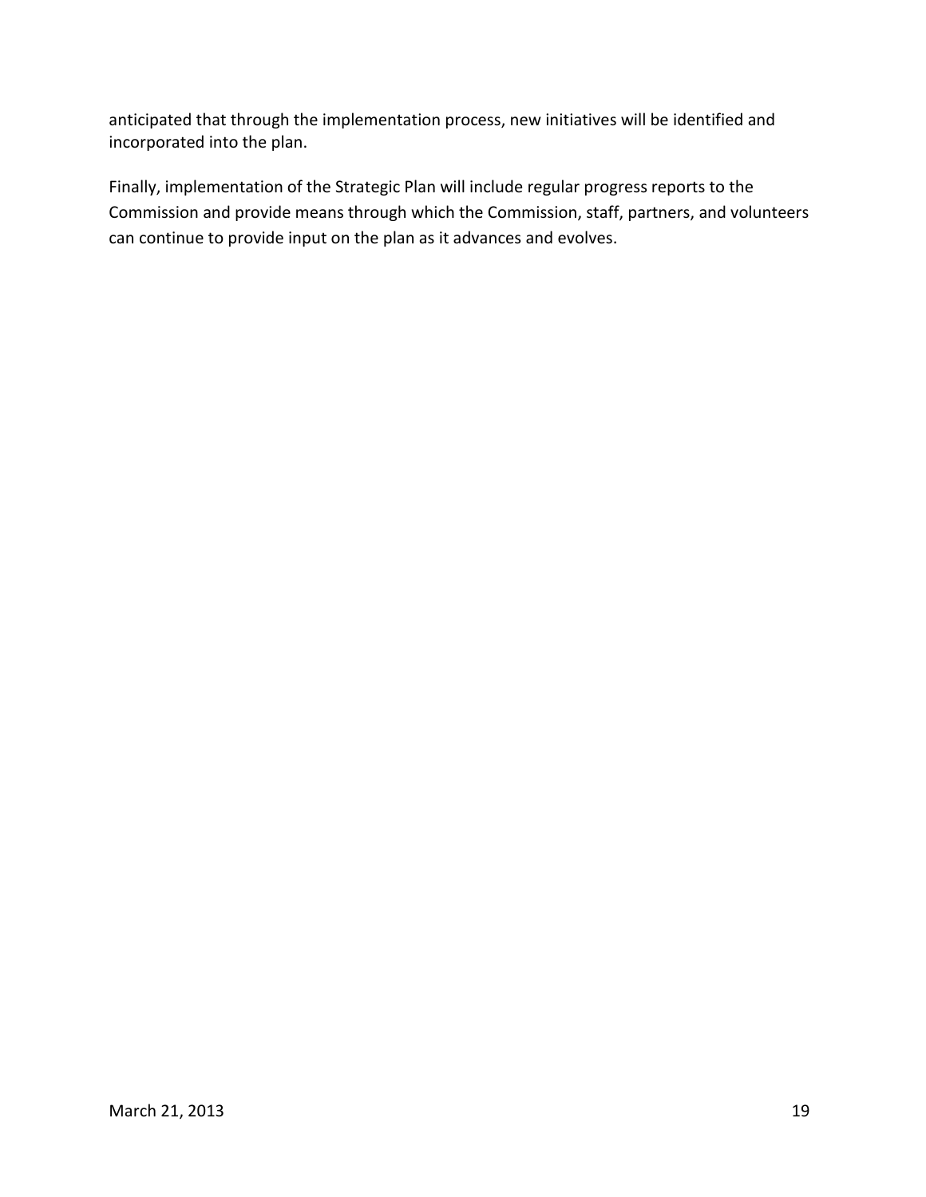anticipated that through the implementation process, new initiatives will be identified and incorporated into the plan.

Finally, implementation of the Strategic Plan will include regular progress reports to the Commission and provide means through which the Commission, staff, partners, and volunteers can continue to provide input on the plan as it advances and evolves.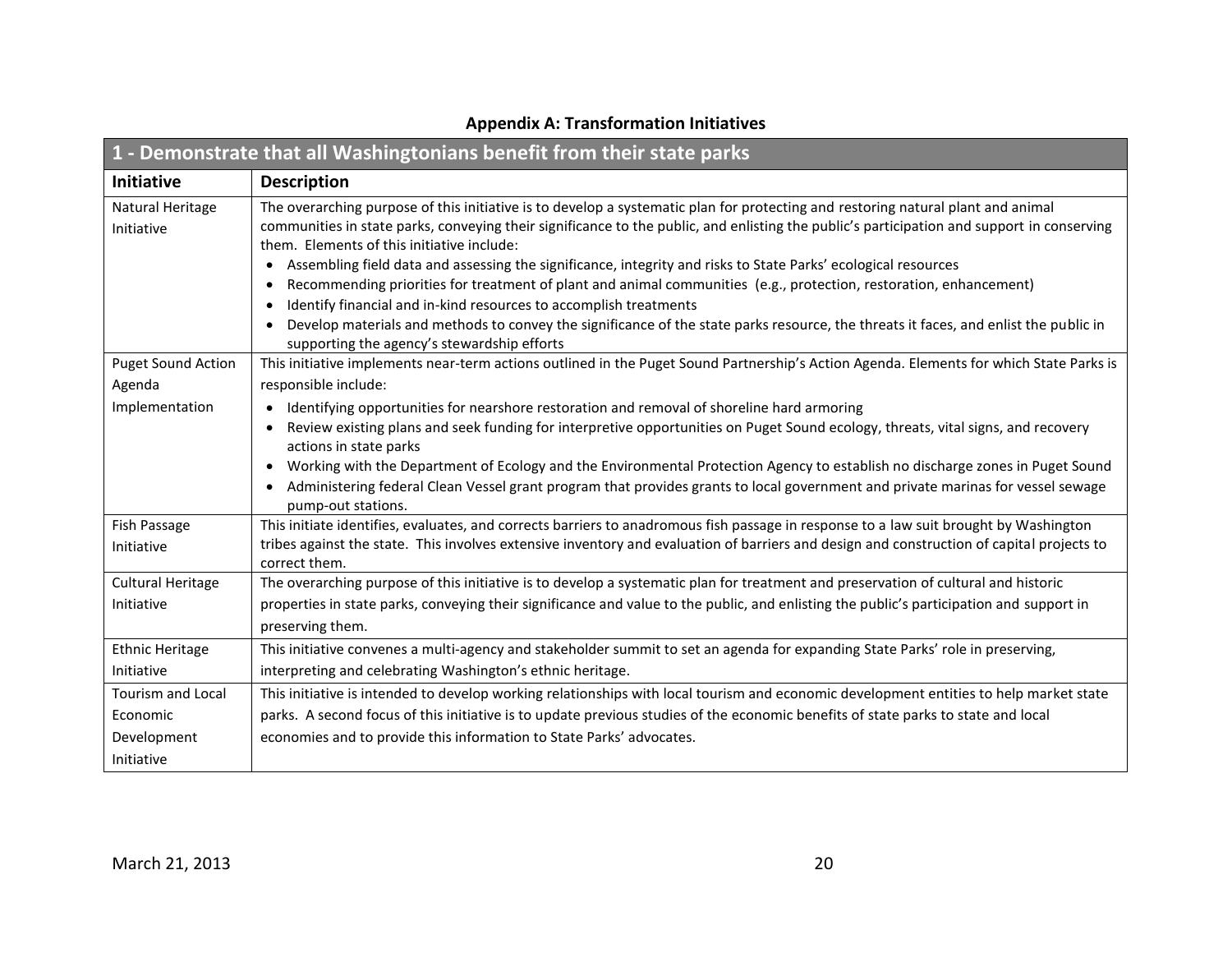## Appendix A: Transformation Initiatives

| 1 - Demonstrate that all Washingtonians benefit from their state parks | |
|---|---|
| **Initiative** | **Description** |
| Natural Heritage Initiative | The overarching purpose of this initiative is to develop a systematic plan for protecting and restoring natural plant and animal communities in state parks, conveying their significance to the public, and enlisting the public's participation and support in conserving them. Elements of this initiative include: <br>• Assembling field data and assessing the significance, integrity and risks to State Parks' ecological resources<br>• Recommending priorities for treatment of plant and animal communities (e.g., protection, restoration, enhancement)<br>• Identify financial and in-kind resources to accomplish treatments<br>• Develop materials and methods to convey the significance of the state parks resource, the threats it faces, and enlist the public in supporting the agency's stewardship efforts |
| Puget Sound Action Agenda Implementation | This initiative implements near-term actions outlined in the Puget Sound Partnership's Action Agenda. Elements for which State Parks is responsible include:<br>• Identifying opportunities for nearshore restoration and removal of shoreline hard armoring<br>• Review existing plans and seek funding for interpretive opportunities on Puget Sound ecology, threats, vital signs, and recovery actions in state parks<br>• Working with the Department of Ecology and the Environmental Protection Agency to establish no discharge zones in Puget Sound<br>• Administering federal Clean Vessel grant program that provides grants to local government and private marinas for vessel sewage pump-out stations. |
| Fish Passage Initiative | This initiate identifies, evaluates, and corrects barriers to anadromous fish passage in response to a law suit brought by Washington tribes against the state. This involves extensive inventory and evaluation of barriers and design and construction of capital projects to correct them. |
| Cultural Heritage Initiative | The overarching purpose of this initiative is to develop a systematic plan for treatment and preservation of cultural and historic properties in state parks, conveying their significance and value to the public, and enlisting the public's participation and support in preserving them. |
| Ethnic Heritage Initiative | This initiative convenes a multi-agency and stakeholder summit to set an agenda for expanding State Parks' role in preserving, interpreting and celebrating Washington's ethnic heritage. |
| Tourism and Local Economic Development Initiative | This initiative is intended to develop working relationships with local tourism and economic development entities to help market state parks. A second focus of this initiative is to update previous studies of the economic benefits of state parks to state and local economies and to provide this information to State Parks' advocates. |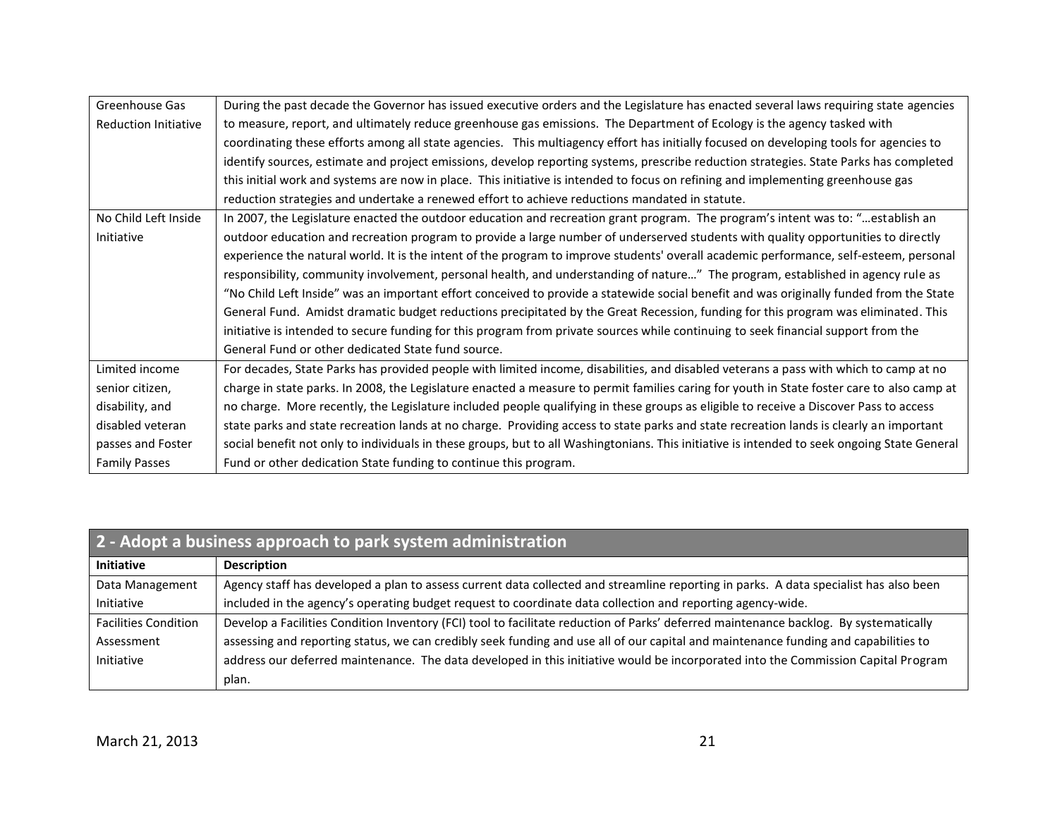| | |
|---|---|
| Greenhouse Gas Reduction Initiative | During the past decade the Governor has issued executive orders and the Legislature has enacted several laws requiring state agencies to measure, report, and ultimately reduce greenhouse gas emissions. The Department of Ecology is the agency tasked with coordinating these efforts among all state agencies. This multiagency effort has initially focused on developing tools for agencies to identify sources, estimate and project emissions, develop reporting systems, prescribe reduction strategies. State Parks has completed this initial work and systems are now in place. This initiative is intended to focus on refining and implementing greenhouse gas reduction strategies and undertake a renewed effort to achieve reductions mandated in statute. |
| No Child Left Inside Initiative | In 2007, the Legislature enacted the outdoor education and recreation grant program. The program's intent was to: "…establish an outdoor education and recreation program to provide a large number of underserved students with quality opportunities to directly experience the natural world. It is the intent of the program to improve students' overall academic performance, self-esteem, personal responsibility, community involvement, personal health, and understanding of nature…" The program, established in agency rule as "No Child Left Inside" was an important effort conceived to provide a statewide social benefit and was originally funded from the State General Fund. Amidst dramatic budget reductions precipitated by the Great Recession, funding for this program was eliminated. This initiative is intended to secure funding for this program from private sources while continuing to seek financial support from the General Fund or other dedicated State fund source. |
| Limited income senior citizen, disability, and disabled veteran passes and Foster Family Passes | For decades, State Parks has provided people with limited income, disabilities, and disabled veterans a pass with which to camp at no charge in state parks. In 2008, the Legislature enacted a measure to permit families caring for youth in State foster care to also camp at no charge. More recently, the Legislature included people qualifying in these groups as eligible to receive a Discover Pass to access state parks and state recreation lands at no charge. Providing access to state parks and state recreation lands is clearly an important social benefit not only to individuals in these groups, but to all Washingtonians. This initiative is intended to seek ongoing State General Fund or other dedication State funding to continue this program. |

## 2 - Adopt a business approach to park system administration

| Initiative | Description |
|---|---|
| Data Management Initiative | Agency staff has developed a plan to assess current data collected and streamline reporting in parks. A data specialist has also been included in the agency's operating budget request to coordinate data collection and reporting agency-wide. |
| Facilities Condition Assessment Initiative | Develop a Facilities Condition Inventory (FCI) tool to facilitate reduction of Parks' deferred maintenance backlog. By systematically assessing and reporting status, we can credibly seek funding and use all of our capital and maintenance funding and capabilities to address our deferred maintenance. The data developed in this initiative would be incorporated into the Commission Capital Program plan. |

March 21, 2013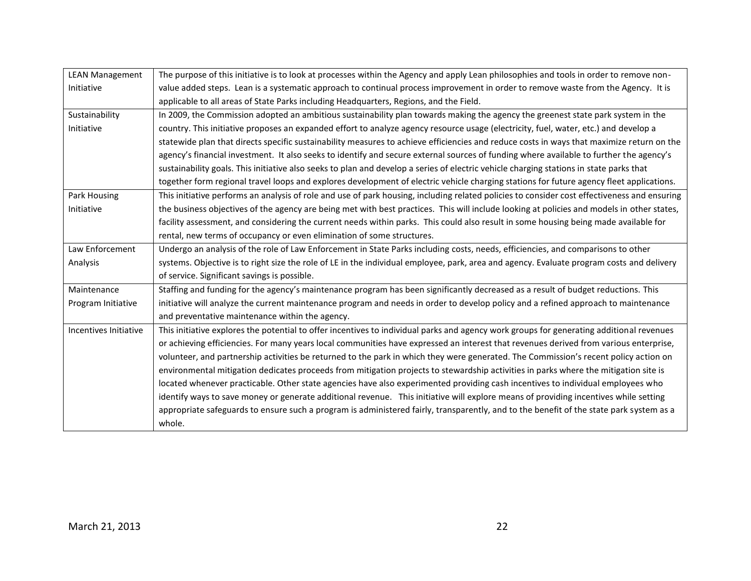| | |
|---|---|
| LEAN Management Initiative | The purpose of this initiative is to look at processes within the Agency and apply Lean philosophies and tools in order to remove non-value added steps. Lean is a systematic approach to continual process improvement in order to remove waste from the Agency. It is applicable to all areas of State Parks including Headquarters, Regions, and the Field. |
| Sustainability Initiative | In 2009, the Commission adopted an ambitious sustainability plan towards making the agency the greenest state park system in the country. This initiative proposes an expanded effort to analyze agency resource usage (electricity, fuel, water, etc.) and develop a statewide plan that directs specific sustainability measures to achieve efficiencies and reduce costs in ways that maximize return on the agency's financial investment. It also seeks to identify and secure external sources of funding where available to further the agency's sustainability goals. This initiative also seeks to plan and develop a series of electric vehicle charging stations in state parks that together form regional travel loops and explores development of electric vehicle charging stations for future agency fleet applications. |
| Park Housing Initiative | This initiative performs an analysis of role and use of park housing, including related policies to consider cost effectiveness and ensuring the business objectives of the agency are being met with best practices. This will include looking at policies and models in other states, facility assessment, and considering the current needs within parks. This could also result in some housing being made available for rental, new terms of occupancy or even elimination of some structures. |
| Law Enforcement Analysis | Undergo an analysis of the role of Law Enforcement in State Parks including costs, needs, efficiencies, and comparisons to other systems. Objective is to right size the role of LE in the individual employee, park, area and agency. Evaluate program costs and delivery of service. Significant savings is possible. |
| Maintenance Program Initiative | Staffing and funding for the agency's maintenance program has been significantly decreased as a result of budget reductions. This initiative will analyze the current maintenance program and needs in order to develop policy and a refined approach to maintenance and preventative maintenance within the agency. |
| Incentives Initiative | This initiative explores the potential to offer incentives to individual parks and agency work groups for generating additional revenues or achieving efficiencies. For many years local communities have expressed an interest that revenues derived from various enterprise, volunteer, and partnership activities be returned to the park in which they were generated. The Commission's recent policy action on environmental mitigation dedicates proceeds from mitigation projects to stewardship activities in parks where the mitigation site is located whenever practicable. Other state agencies have also experimented providing cash incentives to individual employees who identify ways to save money or generate additional revenue. This initiative will explore means of providing incentives while setting appropriate safeguards to ensure such a program is administered fairly, transparently, and to the benefit of the state park system as a whole. |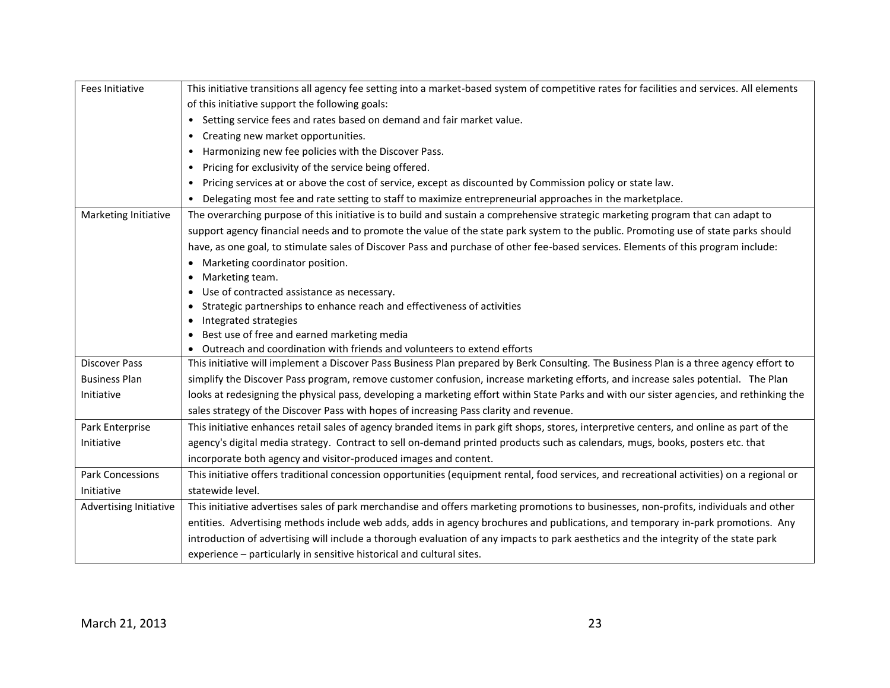| | |
|---|---|
| Fees Initiative | This initiative transitions all agency fee setting into a market-based system of competitive rates for facilities and services. All elements of this initiative support the following goals:<br>• Setting service fees and rates based on demand and fair market value.<br>• Creating new market opportunities.<br>• Harmonizing new fee policies with the Discover Pass.<br>• Pricing for exclusivity of the service being offered.<br>• Pricing services at or above the cost of service, except as discounted by Commission policy or state law.<br>• Delegating most fee and rate setting to staff to maximize entrepreneurial approaches in the marketplace. |
| Marketing Initiative | The overarching purpose of this initiative is to build and sustain a comprehensive strategic marketing program that can adapt to support agency financial needs and to promote the value of the state park system to the public. Promoting use of state parks should have, as one goal, to stimulate sales of Discover Pass and purchase of other fee-based services. Elements of this program include:<br>• Marketing coordinator position.<br>• Marketing team.<br>• Use of contracted assistance as necessary.<br>• Strategic partnerships to enhance reach and effectiveness of activities<br>• Integrated strategies<br>• Best use of free and earned marketing media<br>• Outreach and coordination with friends and volunteers to extend efforts |
| Discover Pass Business Plan Initiative | This initiative will implement a Discover Pass Business Plan prepared by Berk Consulting. The Business Plan is a three agency effort to simplify the Discover Pass program, remove customer confusion, increase marketing efforts, and increase sales potential. The Plan looks at redesigning the physical pass, developing a marketing effort within State Parks and with our sister agencies, and rethinking the sales strategy of the Discover Pass with hopes of increasing Pass clarity and revenue. |
| Park Enterprise Initiative | This initiative enhances retail sales of agency branded items in park gift shops, stores, interpretive centers, and online as part of the agency's digital media strategy. Contract to sell on-demand printed products such as calendars, mugs, books, posters etc. that incorporate both agency and visitor-produced images and content. |
| Park Concessions Initiative | This initiative offers traditional concession opportunities (equipment rental, food services, and recreational activities) on a regional or statewide level. |
| Advertising Initiative | This initiative advertises sales of park merchandise and offers marketing promotions to businesses, non-profits, individuals and other entities. Advertising methods include web adds, adds in agency brochures and publications, and temporary in-park promotions. Any introduction of advertising will include a thorough evaluation of any impacts to park aesthetics and the integrity of the state park experience – particularly in sensitive historical and cultural sites. |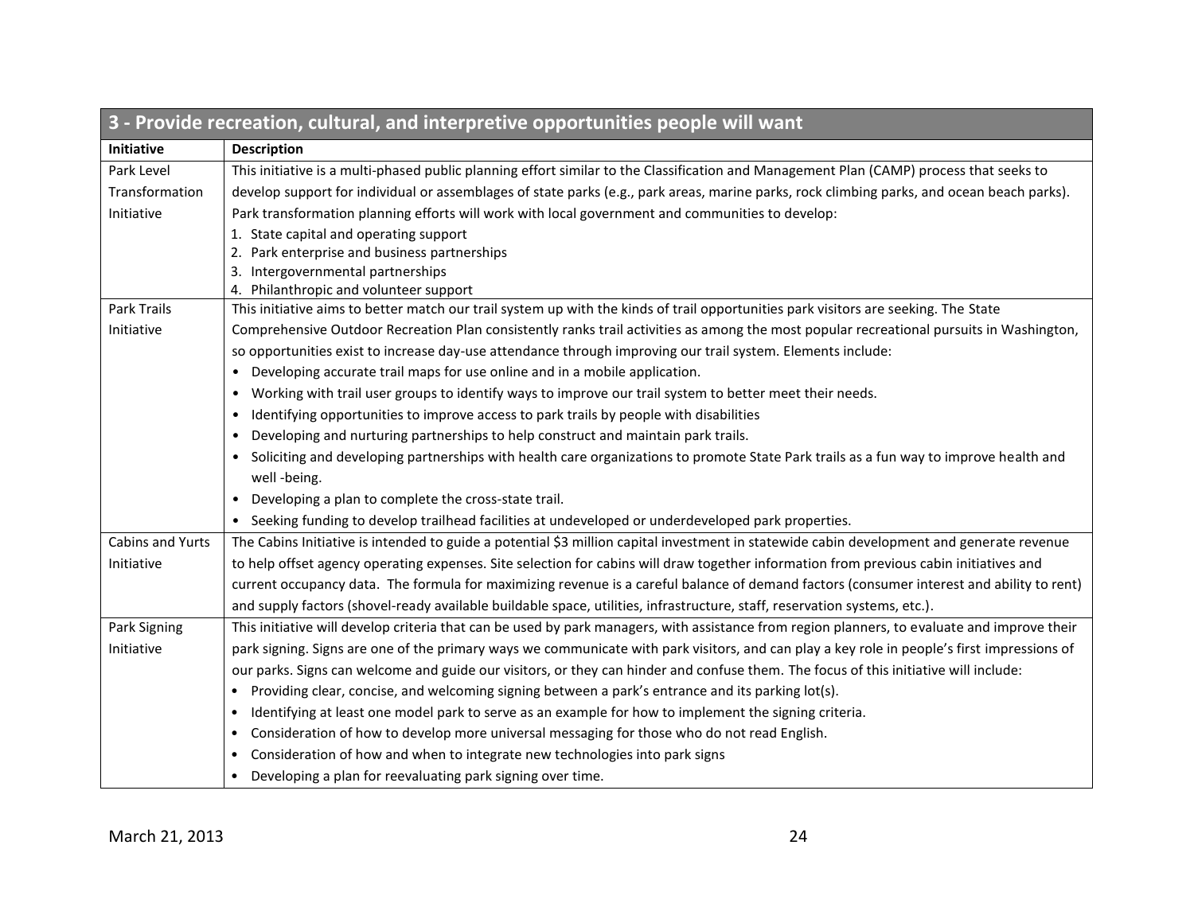| 3 - Provide recreation, cultural, and interpretive opportunities people will want | |
|---|---|
| **Initiative** | **Description** |
| Park Level Transformation Initiative | This initiative is a multi-phased public planning effort similar to the Classification and Management Plan (CAMP) process that seeks to develop support for individual or assemblages of state parks (e.g., park areas, marine parks, rock climbing parks, and ocean beach parks). Park transformation planning efforts will work with local government and communities to develop:<br>1. State capital and operating support<br>2. Park enterprise and business partnerships<br>3. Intergovernmental partnerships<br>4. Philanthropic and volunteer support |
| Park Trails Initiative | This initiative aims to better match our trail system up with the kinds of trail opportunities park visitors are seeking. The State Comprehensive Outdoor Recreation Plan consistently ranks trail activities as among the most popular recreational pursuits in Washington, so opportunities exist to increase day-use attendance through improving our trail system. Elements include:<br>• Developing accurate trail maps for use online and in a mobile application.<br>• Working with trail user groups to identify ways to improve our trail system to better meet their needs.<br>• Identifying opportunities to improve access to park trails by people with disabilities<br>• Developing and nurturing partnerships to help construct and maintain park trails.<br>• Soliciting and developing partnerships with health care organizations to promote State Park trails as a fun way to improve health and well -being.<br>• Developing a plan to complete the cross-state trail.<br>• Seeking funding to develop trailhead facilities at undeveloped or underdeveloped park properties. |
| Cabins and Yurts Initiative | The Cabins Initiative is intended to guide a potential $3 million capital investment in statewide cabin development and generate revenue to help offset agency operating expenses. Site selection for cabins will draw together information from previous cabin initiatives and current occupancy data. The formula for maximizing revenue is a careful balance of demand factors (consumer interest and ability to rent) and supply factors (shovel-ready available buildable space, utilities, infrastructure, staff, reservation systems, etc.). |
| Park Signing Initiative | This initiative will develop criteria that can be used by park managers, with assistance from region planners, to evaluate and improve their park signing. Signs are one of the primary ways we communicate with park visitors, and can play a key role in people's first impressions of our parks. Signs can welcome and guide our visitors, or they can hinder and confuse them. The focus of this initiative will include:<br>• Providing clear, concise, and welcoming signing between a park's entrance and its parking lot(s).<br>• Identifying at least one model park to serve as an example for how to implement the signing criteria.<br>• Consideration of how to develop more universal messaging for those who do not read English.<br>• Consideration of how and when to integrate new technologies into park signs<br>• Developing a plan for reevaluating park signing over time. |

March 21, 2013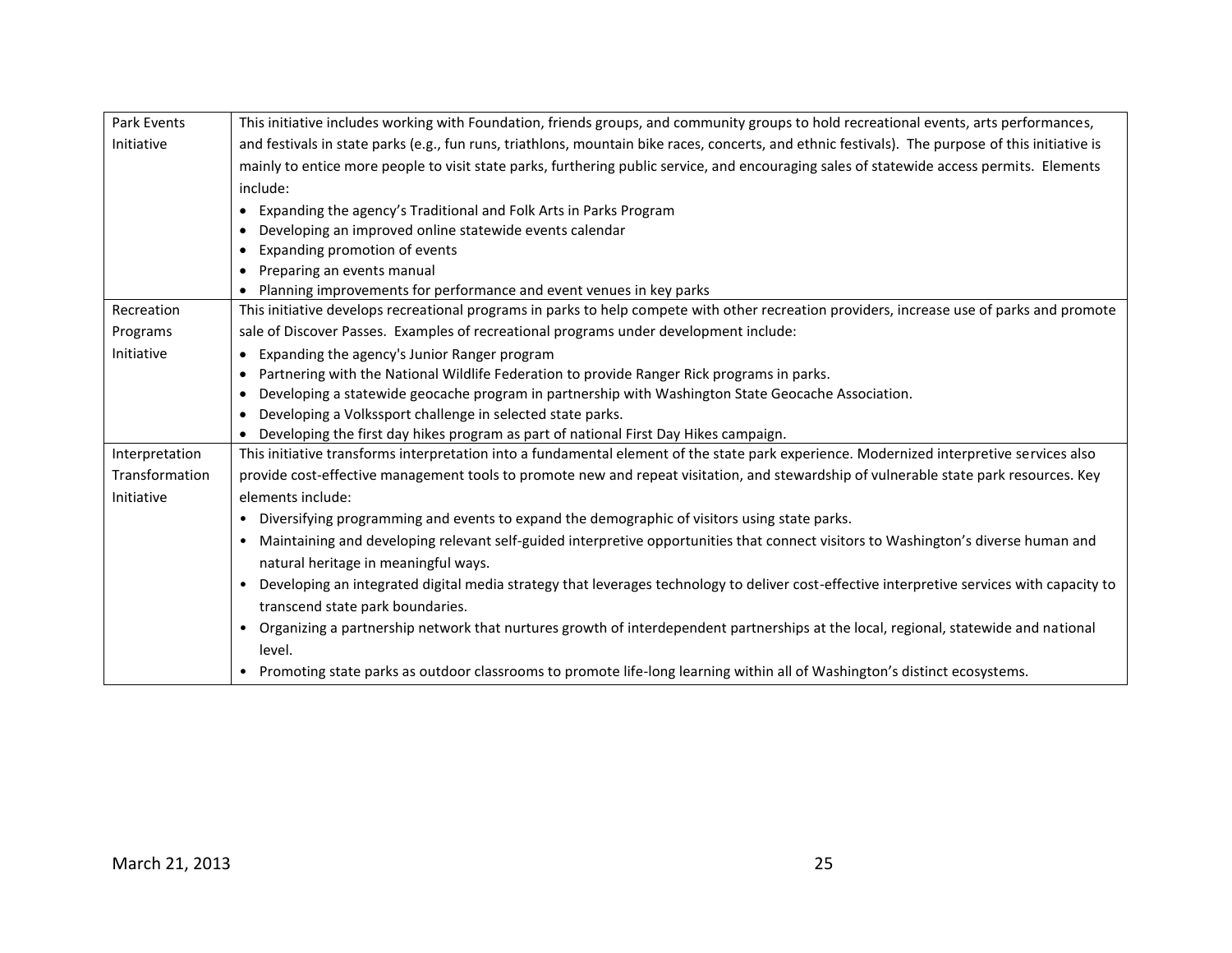| | |
|---|---|
| Park Events Initiative | This initiative includes working with Foundation, friends groups, and community groups to hold recreational events, arts performances, and festivals in state parks (e.g., fun runs, triathlons, mountain bike races, concerts, and ethnic festivals). The purpose of this initiative is mainly to entice more people to visit state parks, furthering public service, and encouraging sales of statewide access permits. Elements include:<br>• Expanding the agency's Traditional and Folk Arts in Parks Program<br>• Developing an improved online statewide events calendar<br>• Expanding promotion of events<br>• Preparing an events manual<br>• Planning improvements for performance and event venues in key parks |
| Recreation Programs Initiative | This initiative develops recreational programs in parks to help compete with other recreation providers, increase use of parks and promote sale of Discover Passes. Examples of recreational programs under development include:<br>• Expanding the agency's Junior Ranger program<br>• Partnering with the National Wildlife Federation to provide Ranger Rick programs in parks.<br>• Developing a statewide geocache program in partnership with Washington State Geocache Association.<br>• Developing a Volkssport challenge in selected state parks.<br>• Developing the first day hikes program as part of national First Day Hikes campaign. |
| Interpretation Transformation Initiative | This initiative transforms interpretation into a fundamental element of the state park experience. Modernized interpretive services also provide cost-effective management tools to promote new and repeat visitation, and stewardship of vulnerable state park resources. Key elements include:<br>• Diversifying programming and events to expand the demographic of visitors using state parks.<br>• Maintaining and developing relevant self-guided interpretive opportunities that connect visitors to Washington's diverse human and natural heritage in meaningful ways.<br>• Developing an integrated digital media strategy that leverages technology to deliver cost-effective interpretive services with capacity to transcend state park boundaries.<br>• Organizing a partnership network that nurtures growth of interdependent partnerships at the local, regional, statewide and national level.<br>• Promoting state parks as outdoor classrooms to promote life-long learning within all of Washington's distinct ecosystems. |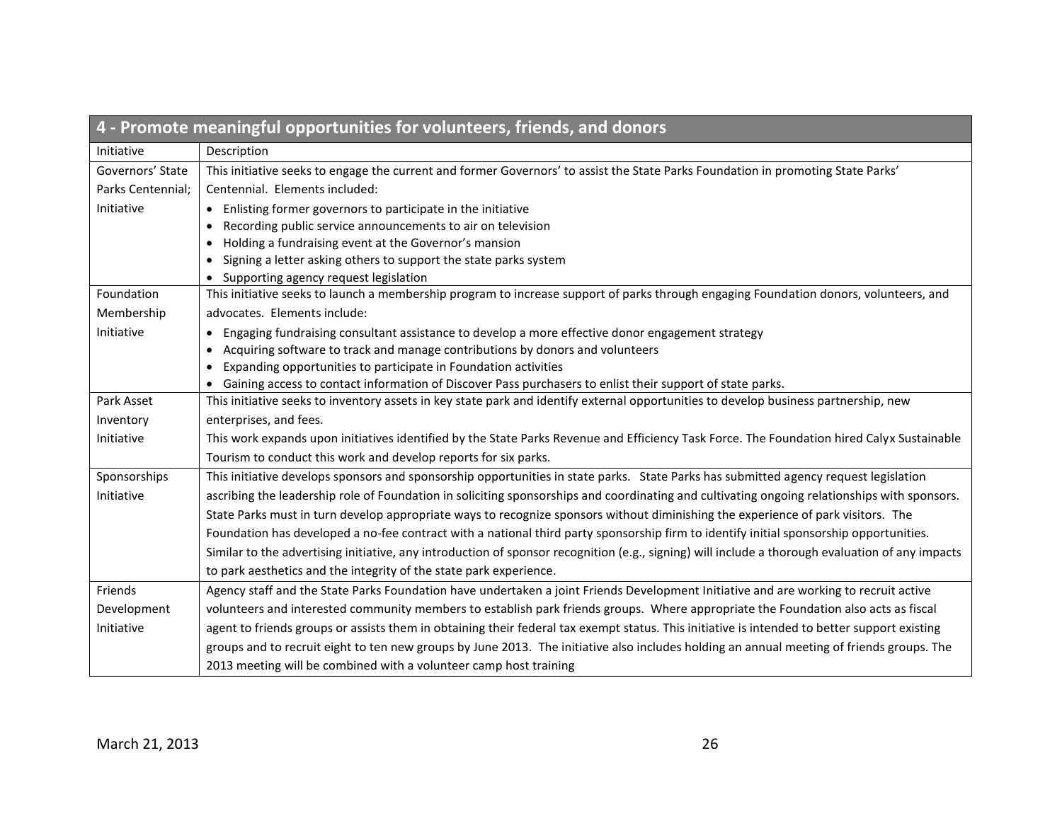| 4 - Promote meaningful opportunities for volunteers, friends, and donors | |
|---|---|
| Initiative | Description |
| Governors' State Parks Centennial; Initiative | This initiative seeks to engage the current and former Governors' to assist the State Parks Foundation in promoting State Parks' Centennial. Elements included:<br>• Enlisting former governors to participate in the initiative<br>• Recording public service announcements to air on television<br>• Holding a fundraising event at the Governor's mansion<br>• Signing a letter asking others to support the state parks system<br>• Supporting agency request legislation |
| Foundation Membership Initiative | This initiative seeks to launch a membership program to increase support of parks through engaging Foundation donors, volunteers, and advocates. Elements include:<br>• Engaging fundraising consultant assistance to develop a more effective donor engagement strategy<br>• Acquiring software to track and manage contributions by donors and volunteers<br>• Expanding opportunities to participate in Foundation activities<br>• Gaining access to contact information of Discover Pass purchasers to enlist their support of state parks. |
| Park Asset Inventory Initiative | This initiative seeks to inventory assets in key state park and identify external opportunities to develop business partnership, new enterprises, and fees.<br>This work expands upon initiatives identified by the State Parks Revenue and Efficiency Task Force. The Foundation hired Calyx Sustainable Tourism to conduct this work and develop reports for six parks. |
| Sponsorships Initiative | This initiative develops sponsors and sponsorship opportunities in state parks. State Parks has submitted agency request legislation ascribing the leadership role of Foundation in soliciting sponsorships and coordinating and cultivating ongoing relationships with sponsors. State Parks must in turn develop appropriate ways to recognize sponsors without diminishing the experience of park visitors. The Foundation has developed a no-fee contract with a national third party sponsorship firm to identify initial sponsorship opportunities. Similar to the advertising initiative, any introduction of sponsor recognition (e.g., signing) will include a thorough evaluation of any impacts to park aesthetics and the integrity of the state park experience. |
| Friends Development Initiative | Agency staff and the State Parks Foundation have undertaken a joint Friends Development Initiative and are working to recruit active volunteers and interested community members to establish park friends groups. Where appropriate the Foundation also acts as fiscal agent to friends groups or assists them in obtaining their federal tax exempt status. This initiative is intended to better support existing groups and to recruit eight to ten new groups by June 2013. The initiative also includes holding an annual meeting of friends groups. The 2013 meeting will be combined with a volunteer camp host training |

March 21, 2013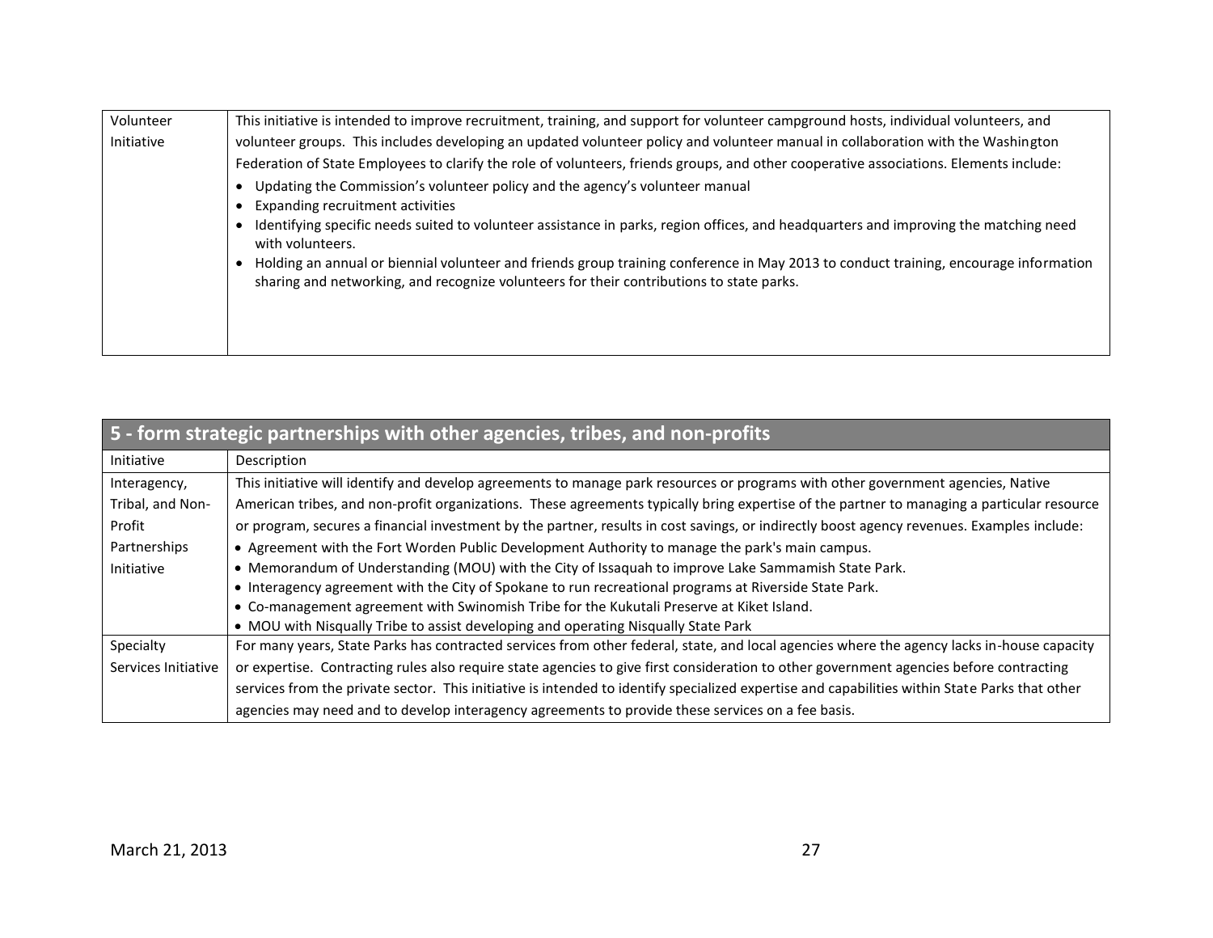| | |
|---|---|
| Volunteer Initiative | This initiative is intended to improve recruitment, training, and support for volunteer campground hosts, individual volunteers, and volunteer groups. This includes developing an updated volunteer policy and volunteer manual in collaboration with the Washington Federation of State Employees to clarify the role of volunteers, friends groups, and other cooperative associations. Elements include:<br>• Updating the Commission's volunteer policy and the agency's volunteer manual<br>• Expanding recruitment activities<br>• Identifying specific needs suited to volunteer assistance in parks, region offices, and headquarters and improving the matching need with volunteers.<br>• Holding an annual or biennial volunteer and friends group training conference in May 2013 to conduct training, encourage information sharing and networking, and recognize volunteers for their contributions to state parks. |

| 5 - form strategic partnerships with other agencies, tribes, and non-profits | |
|---|---|
| Initiative | Description |
| Interagency, Tribal, and Non-Profit Partnerships Initiative | This initiative will identify and develop agreements to manage park resources or programs with other government agencies, Native American tribes, and non-profit organizations. These agreements typically bring expertise of the partner to managing a particular resource or program, secures a financial investment by the partner, results in cost savings, or indirectly boost agency revenues. Examples include:<br>• Agreement with the Fort Worden Public Development Authority to manage the park's main campus.<br>• Memorandum of Understanding (MOU) with the City of Issaquah to improve Lake Sammamish State Park.<br>• Interagency agreement with the City of Spokane to run recreational programs at Riverside State Park.<br>• Co-management agreement with Swinomish Tribe for the Kukutali Preserve at Kiket Island.<br>• MOU with Nisqually Tribe to assist developing and operating Nisqually State Park |
| Specialty Services Initiative | For many years, State Parks has contracted services from other federal, state, and local agencies where the agency lacks in-house capacity or expertise. Contracting rules also require state agencies to give first consideration to other government agencies before contracting services from the private sector. This initiative is intended to identify specialized expertise and capabilities within State Parks that other agencies may need and to develop interagency agreements to provide these services on a fee basis. |

March 21, 2013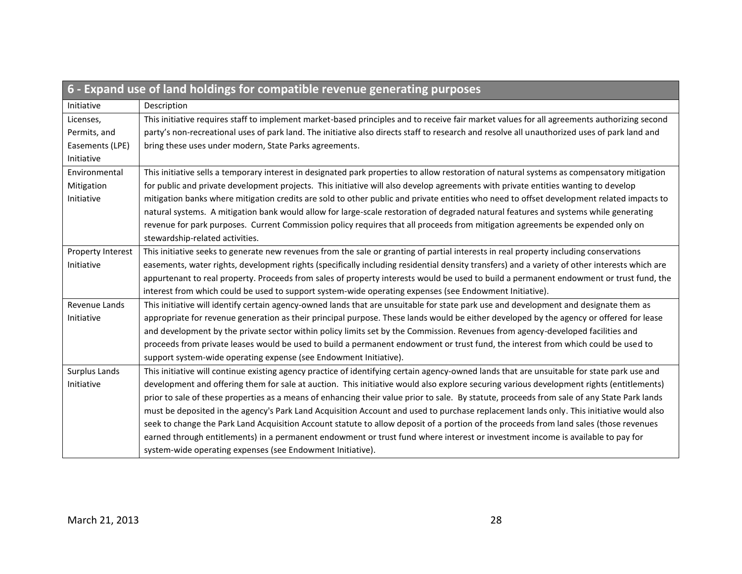| 6 - Expand use of land holdings for compatible revenue generating purposes | |
|---|---|
| Initiative | Description |
| Licenses, Permits, and Easements (LPE) Initiative | This initiative requires staff to implement market-based principles and to receive fair market values for all agreements authorizing second party's non-recreational uses of park land. The initiative also directs staff to research and resolve all unauthorized uses of park land and bring these uses under modern, State Parks agreements. |
| Environmental Mitigation Initiative | This initiative sells a temporary interest in designated park properties to allow restoration of natural systems as compensatory mitigation for public and private development projects. This initiative will also develop agreements with private entities wanting to develop mitigation banks where mitigation credits are sold to other public and private entities who need to offset development related impacts to natural systems. A mitigation bank would allow for large-scale restoration of degraded natural features and systems while generating revenue for park purposes. Current Commission policy requires that all proceeds from mitigation agreements be expended only on stewardship-related activities. |
| Property Interest Initiative | This initiative seeks to generate new revenues from the sale or granting of partial interests in real property including conservations easements, water rights, development rights (specifically including residential density transfers) and a variety of other interests which are appurtenant to real property. Proceeds from sales of property interests would be used to build a permanent endowment or trust fund, the interest from which could be used to support system-wide operating expenses (see Endowment Initiative). |
| Revenue Lands Initiative | This initiative will identify certain agency-owned lands that are unsuitable for state park use and development and designate them as appropriate for revenue generation as their principal purpose. These lands would be either developed by the agency or offered for lease and development by the private sector within policy limits set by the Commission. Revenues from agency-developed facilities and proceeds from private leases would be used to build a permanent endowment or trust fund, the interest from which could be used to support system-wide operating expense (see Endowment Initiative). |
| Surplus Lands Initiative | This initiative will continue existing agency practice of identifying certain agency-owned lands that are unsuitable for state park use and development and offering them for sale at auction. This initiative would also explore securing various development rights (entitlements) prior to sale of these properties as a means of enhancing their value prior to sale. By statute, proceeds from sale of any State Park lands must be deposited in the agency's Park Land Acquisition Account and used to purchase replacement lands only. This initiative would also seek to change the Park Land Acquisition Account statute to allow deposit of a portion of the proceeds from land sales (those revenues earned through entitlements) in a permanent endowment or trust fund where interest or investment income is available to pay for system-wide operating expenses (see Endowment Initiative). |

March 21, 2013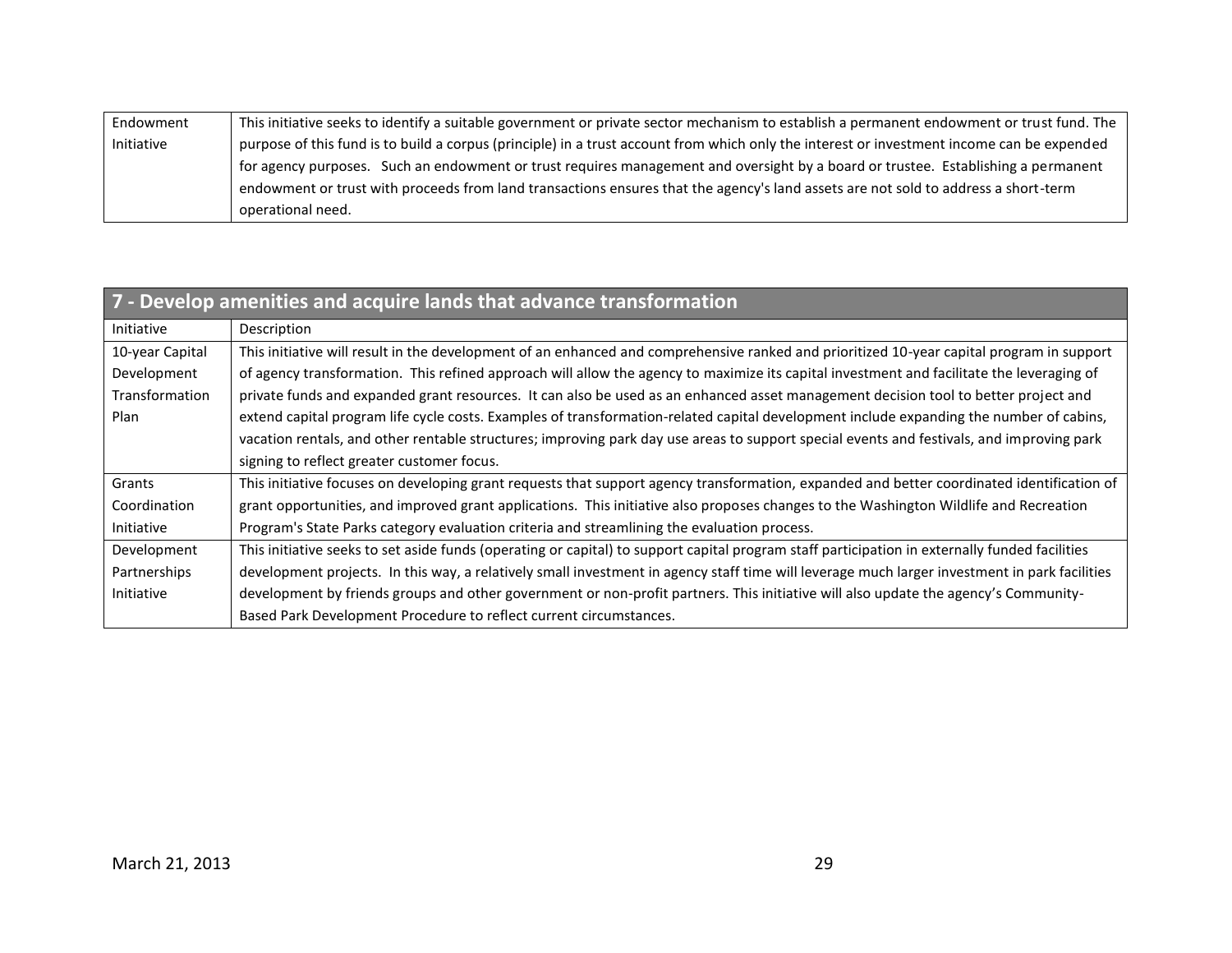| | |
|---|---|
| Endowment Initiative | This initiative seeks to identify a suitable government or private sector mechanism to establish a permanent endowment or trust fund. The purpose of this fund is to build a corpus (principle) in a trust account from which only the interest or investment income can be expended for agency purposes. Such an endowment or trust requires management and oversight by a board or trustee. Establishing a permanent endowment or trust with proceeds from land transactions ensures that the agency's land assets are not sold to address a short-term operational need. |

## 7 - Develop amenities and acquire lands that advance transformation

| Initiative | Description |
|---|---|
| 10-year Capital Development Transformation Plan | This initiative will result in the development of an enhanced and comprehensive ranked and prioritized 10-year capital program in support of agency transformation. This refined approach will allow the agency to maximize its capital investment and facilitate the leveraging of private funds and expanded grant resources. It can also be used as an enhanced asset management decision tool to better project and extend capital program life cycle costs. Examples of transformation-related capital development include expanding the number of cabins, vacation rentals, and other rentable structures; improving park day use areas to support special events and festivals, and improving park signing to reflect greater customer focus. |
| Grants Coordination Initiative | This initiative focuses on developing grant requests that support agency transformation, expanded and better coordinated identification of grant opportunities, and improved grant applications. This initiative also proposes changes to the Washington Wildlife and Recreation Program's State Parks category evaluation criteria and streamlining the evaluation process. |
| Development Partnerships Initiative | This initiative seeks to set aside funds (operating or capital) to support capital program staff participation in externally funded facilities development projects. In this way, a relatively small investment in agency staff time will leverage much larger investment in park facilities development by friends groups and other government or non-profit partners. This initiative will also update the agency's Community-Based Park Development Procedure to reflect current circumstances. |

March 21, 2013